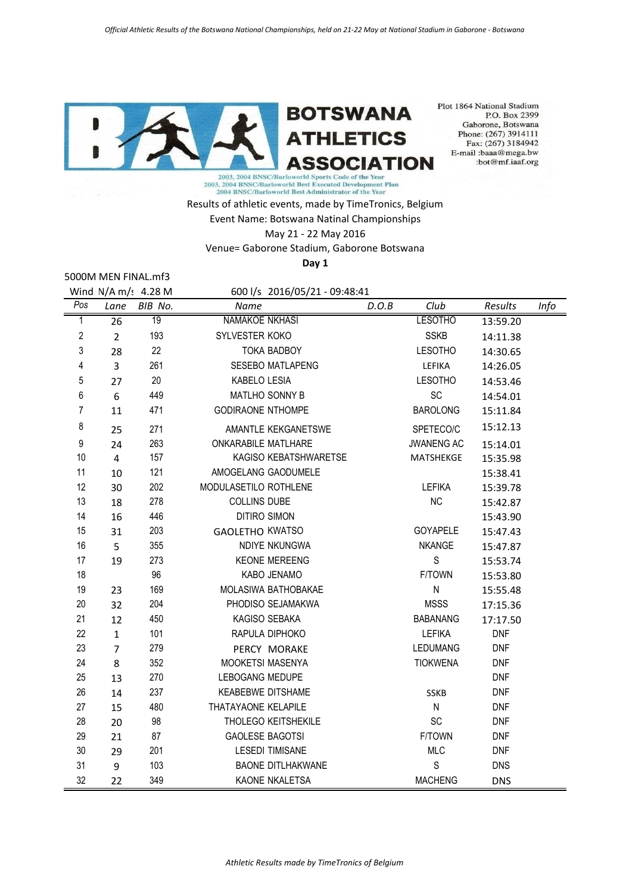BOTSWANA ATHLETICS ASSOCIATION

Plot 1864 National Stadium
P.O. Box 2399
Gaborone, Botswana
Phone: (267) 3914111
Fax: (267) 3184942
E-mail :baaa@mega.bw
:bot@mf.iaaf.org

2003, 2004 BNSC/Barloworld Sports Code of the Year
2003, 2004 BNSC/Barloworld Best Executed Development Plan
2004 BNSC/Barloworld Best Administrator of the Year

Results of athletic events, made by TimeTronics, Belgium
Event Name: Botswana Natinal Championships
May 21 - 22 May 2016
Venue= Gaborone Stadium, Gaborone Botswana

**Day 1**

5000M MEN FINAL.mf3

Wind N/A m/s 4.28 M    600 l/s 2016/05/21 - 09:48:41

| Pos | Lane | BIB No. | Name | D.O.B | Club | Results | Info |
|---|---|---|---|---|---|---|---|
| 1 | 26 | 19 | NAMAKOE NKHASI | | LESOTHO | 13:59.20 | |
| 2 | 2 | 193 | SYLVESTER KOKO | | SSKB | 14:11.38 | |
| 3 | 28 | 22 | TOKA BADBOY | | LESOTHO | 14:30.65 | |
| 4 | 3 | 261 | SESEBO MATLAPENG | | LEFIKA | 14:26.05 | |
| 5 | 27 | 20 | KABELO LESIA | | LESOTHO | 14:53.46 | |
| 6 | 6 | 449 | MATLHO SONNY B | | SC | 14:54.01 | |
| 7 | 11 | 471 | GODIRAONE NTHOMPE | | BAROLONG | 15:11.84 | |
| 8 | 25 | 271 | AMANTLE KEKGANETSWE | | SPETECO/C | 15:12.13 | |
| 9 | 24 | 263 | ONKARABILE MATLHARE | | JWANENG AC | 15:14.01 | |
| 10 | 4 | 157 | KAGISO KEBATSHWARETSE | | MATSHEKGE | 15:35.98 | |
| 11 | 10 | 121 | AMOGELANG GAODUMELE | | | 15:38.41 | |
| 12 | 30 | 202 | MODULASETILO ROTHLENE | | LEFIKA | 15:39.78 | |
| 13 | 18 | 278 | COLLINS DUBE | | NC | 15:42.87 | |
| 14 | 16 | 446 | DITIRO SIMON | | | 15:43.90 | |
| 15 | 31 | 203 | GAOLETHO KWATSO | | GOYAPELE | 15:47.43 | |
| 16 | 5 | 355 | NDIYE NKUNGWA | | NKANGE | 15:47.87 | |
| 17 | 19 | 273 | KEONE MEREENG | | S | 15:53.74 | |
| 18 | | 96 | KABO JENAMO | | F/TOWN | 15:53.80 | |
| 19 | 23 | 169 | MOLASIWA BATHOBAKAE | | N | 15:55.48 | |
| 20 | 32 | 204 | PHODISO SEJAMAKWA | | MSSS | 17:15.36 | |
| 21 | 12 | 450 | KAGISO SEBAKA | | BABANANG | 17:17.50 | |
| 22 | 1 | 101 | RAPULA DIPHOKO | | LEFIKA | DNF | |
| 23 | 7 | 279 | PERCY MORAKE | | LEDUMANG | DNF | |
| 24 | 8 | 352 | MOOKETSI MASENYA | | TIOKWENA | DNF | |
| 25 | 13 | 270 | LEBOGANG MEDUPE | | | DNF | |
| 26 | 14 | 237 | KEABEBWE DITSHAME | | SSKB | DNF | |
| 27 | 15 | 480 | THATAYAONE KELAPILE | | N | DNF | |
| 28 | 20 | 98 | THOLEGO KEITSHEKILE | | SC | DNF | |
| 29 | 21 | 87 | GAOLESE BAGOTSI | | F/TOWN | DNF | |
| 30 | 29 | 201 | LESEDI TIMISANE | | MLC | DNF | |
| 31 | 9 | 103 | BAONE DITLHAKWANE | | S | DNS | |
| 32 | 22 | 349 | KAONE NKALETSA | | MACHENG | DNS | |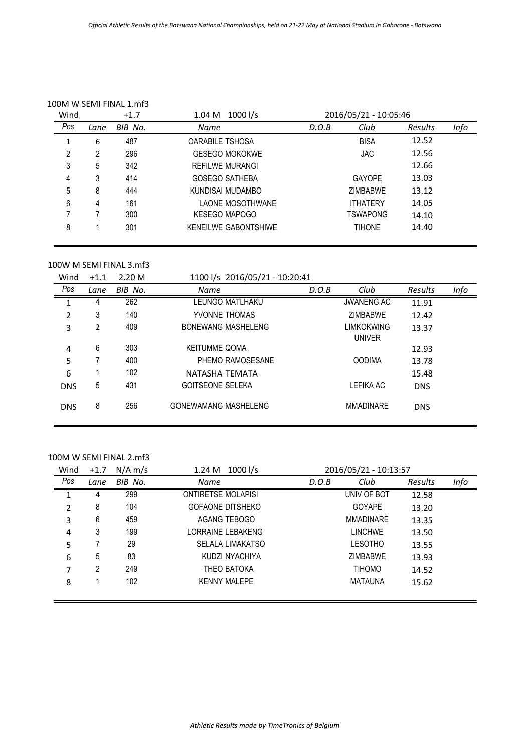100M W SEMI FINAL 1.mf3

| Wind | | +1.7 | 1.04 M 1000 l/s | | 2016/05/21 - 10:05:46 | | |
|---|---|---|---|---|---|---|---|
| Pos | Lane | BIB No. | Name | D.O.B | Club | Results | Info |
| 1 | 6 | 487 | OARABILE TSHOSA | | BISA | 12.52 | |
| 2 | 2 | 296 | GESEGO MOKOKWE | | JAC | 12.56 | |
| 3 | 5 | 342 | REFILWE MURANGI | | | 12.66 | |
| 4 | 3 | 414 | GOSEGO SATHEBA | | GAYOPE | 13.03 | |
| 5 | 8 | 444 | KUNDISAI MUDAMBO | | ZIMBABWE | 13.12 | |
| 6 | 4 | 161 | LAONE MOSOTHWANE | | ITHATERY | 14.05 | |
| 7 | 7 | 300 | KESEGO MAPOGO | | TSWAPONG | 14.10 | |
| 8 | 1 | 301 | KENEILWE GABONTSHIWE | | TIHONE | 14.40 | |

100W M SEMI FINAL 3.mf3

| Wind | +1.1 | 2.20 M | 1100 l/s 2016/05/21 - 10:20:41 | | | | |
|---|---|---|---|---|---|---|---|
| Pos | Lane | BIB No. | Name | D.O.B | Club | Results | Info |
| 1 | 4 | 262 | LEUNGO MATLHAKU | | JWANENG AC | 11.91 | |
| 2 | 3 | 140 | YVONNE THOMAS | | ZIMBABWE | 12.42 | |
| 3 | 2 | 409 | BONEWANG MASHELENG | | LIMKOKWING UNIVER | 13.37 | |
| 4 | 6 | 303 | KEITUMME QOMA | | | 12.93 | |
| 5 | 7 | 400 | PHEMO RAMOSESANE | | OODIMA | 13.78 | |
| 6 | 1 | 102 | NATASHA TEMATA | | | 15.48 | |
| DNS | 5 | 431 | GOITSEONE SELEKA | | LEFIKA AC | DNS | |
| DNS | 8 | 256 | GONEWAMANG MASHELENG | | MMADINARE | DNS | |

100M W SEMI FINAL 2.mf3

| Wind | +1.7 | N/A m/s | 1.24 M 1000 l/s | | 2016/05/21 - 10:13:57 | | |
|---|---|---|---|---|---|---|---|
| Pos | Lane | BIB No. | Name | D.O.B | Club | Results | Info |
| 1 | 4 | 299 | ONTIRETSE MOLAPISI | | UNIV OF BOT | 12.58 | |
| 2 | 8 | 104 | GOFAONE DITSHEKO | | GOYAPE | 13.20 | |
| 3 | 6 | 459 | AGANG TEBOGO | | MMADINARE | 13.35 | |
| 4 | 3 | 199 | LORRAINE LEBAKENG | | LINCHWE | 13.50 | |
| 5 | 7 | 29 | SELALA LIMAKATSO | | LESOTHO | 13.55 | |
| 6 | 5 | 83 | KUDZI NYACHIYA | | ZIMBABWE | 13.93 | |
| 7 | 2 | 249 | THEO BATOKA | | TIHOMO | 14.52 | |
| 8 | 1 | 102 | KENNY MALEPE | | MATAUNA | 15.62 | |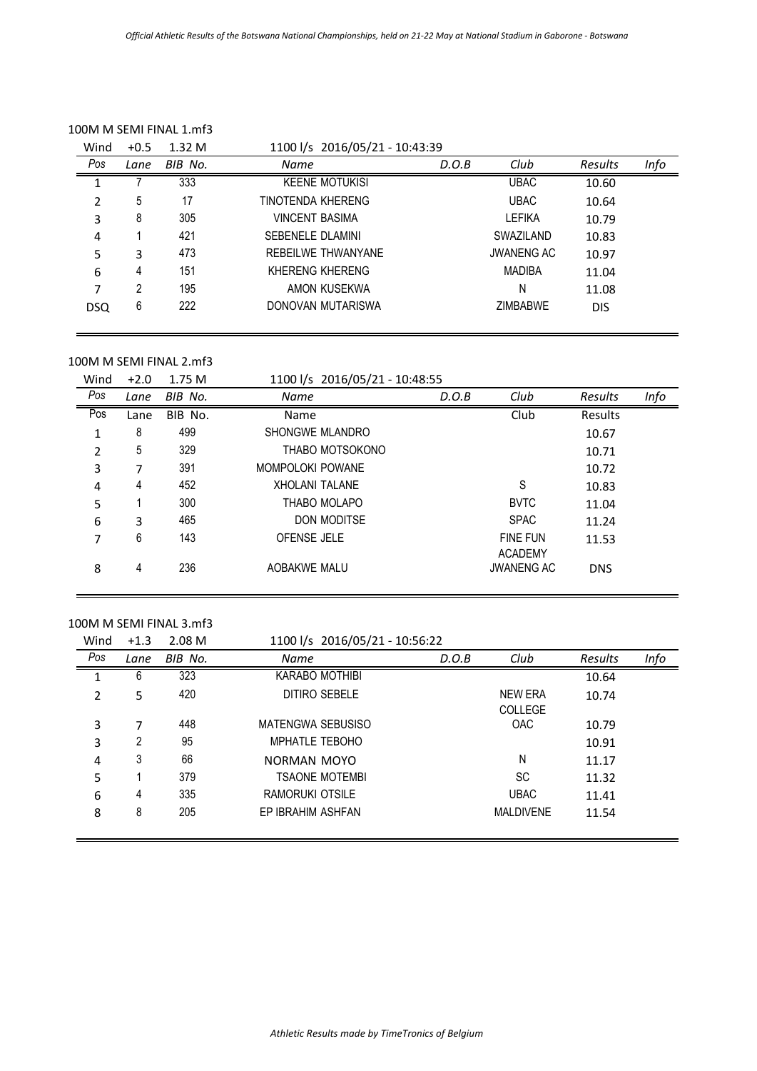100M M SEMI FINAL 1.mf3

| Wind | +0.5 | 1.32 M | 1100 l/s 2016/05/21 - 10:43:39 | | | | |
|---|---|---|---|---|---|---|---|
| *Pos* | *Lane* | *BIB No.* | *Name* | *D.O.B* | *Club* | *Results* | *Info* |
| 1 | 7 | 333 | KEENE MOTUKISI | | UBAC | 10.60 | |
| 2 | 5 | 17 | TINOTENDA KHERENG | | UBAC | 10.64 | |
| 3 | 8 | 305 | VINCENT BASIMA | | LEFIKA | 10.79 | |
| 4 | 1 | 421 | SEBENELE DLAMINI | | SWAZILAND | 10.83 | |
| 5 | 3 | 473 | REBEILWE THWANYANE | | JWANENG AC | 10.97 | |
| 6 | 4 | 151 | KHERENG KHERENG | | MADIBA | 11.04 | |
| 7 | 2 | 195 | AMON KUSEKWA | | N | 11.08 | |
| DSQ | 6 | 222 | DONOVAN MUTARISWA | | ZIMBABWE | DIS | |

100M M SEMI FINAL 2.mf3

| Wind | +2.0 | 1.75 M | 1100 l/s 2016/05/21 - 10:48:55 | | | | |
|---|---|---|---|---|---|---|---|
| *Pos* | *Lane* | *BIB No.* | *Name* | *D.O.B* | *Club* | *Results* | *Info* |
| Pos | Lane | BIB No. | Name | | Club | Results | |
| 1 | 8 | 499 | SHONGWE MLANDRO | | | 10.67 | |
| 2 | 5 | 329 | THABO MOTSOKONO | | | 10.71 | |
| 3 | 7 | 391 | MOMPOLOKI POWANE | | | 10.72 | |
| 4 | 4 | 452 | XHOLANI TALANE | | S | 10.83 | |
| 5 | 1 | 300 | THABO MOLAPO | | BVTC | 11.04 | |
| 6 | 3 | 465 | DON MODITSE | | SPAC | 11.24 | |
| 7 | 6 | 143 | OFENSE JELE | | FINE FUN ACADEMY | 11.53 | |
| 8 | 4 | 236 | AOBAKWE MALU | | JWANENG AC | DNS | |

100M M SEMI FINAL 3.mf3

| Wind | +1.3 | 2.08 M | 1100 l/s 2016/05/21 - 10:56:22 | | | | |
|---|---|---|---|---|---|---|---|
| *Pos* | *Lane* | *BIB No.* | *Name* | *D.O.B* | *Club* | *Results* | *Info* |
| 1 | 6 | 323 | KARABO MOTHIBI | | | 10.64 | |
| 2 | 5 | 420 | DITIRO SEBELE | | NEW ERA COLLEGE | 10.74 | |
| 3 | 7 | 448 | MATENGWA SEBUSISO | | OAC | 10.79 | |
| 3 | 2 | 95 | MPHATLE TEBOHO | | | 10.91 | |
| 4 | 3 | 66 | NORMAN MOYO | | N | 11.17 | |
| 5 | 1 | 379 | TSAONE MOTEMBI | | SC | 11.32 | |
| 6 | 4 | 335 | RAMORUKI OTSILE | | UBAC | 11.41 | |
| 8 | 8 | 205 | EP IBRAHIM ASHFAN | | MALDIVENE | 11.54 | |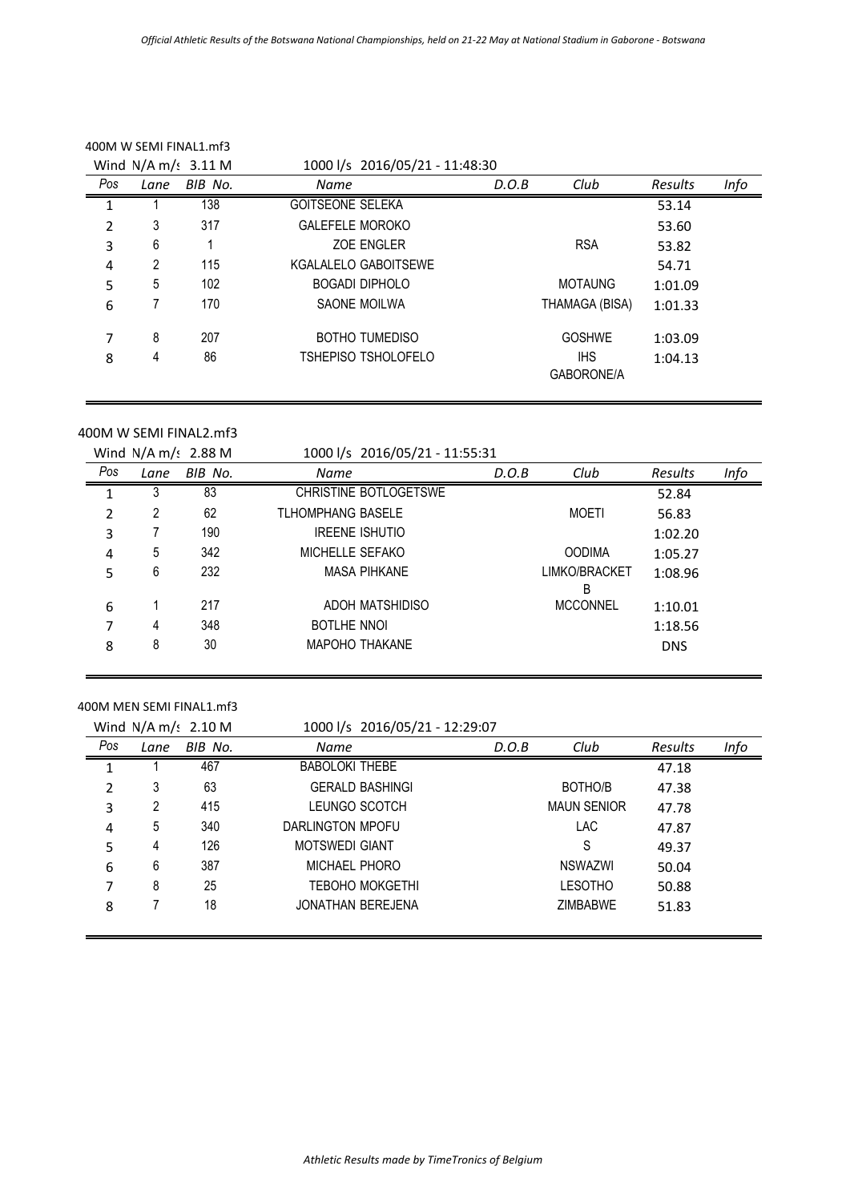400M W SEMI FINAL1.mf3

Wind N/A m/s 3.11 M    1000 l/s 2016/05/21 - 11:48:30

| Pos | Lane | BIB No. | Name | D.O.B | Club | Results | Info |
|---|---|---|---|---|---|---|---|
| 1 | 1 | 138 | GOITSEONE SELEKA | | | 53.14 | |
| 2 | 3 | 317 | GALEFELE MOROKO | | | 53.60 | |
| 3 | 6 | 1 | ZOE ENGLER | | RSA | 53.82 | |
| 4 | 2 | 115 | KGALALELO GABOITSEWE | | | 54.71 | |
| 5 | 5 | 102 | BOGADI DIPHOLO | | MOTAUNG | 1:01.09 | |
| 6 | 7 | 170 | SAONE MOILWA | | THAMAGA (BISA) | 1:01.33 | |
| 7 | 8 | 207 | BOTHO TUMEDISO | | GOSHWE | 1:03.09 | |
| 8 | 4 | 86 | TSHEPISO TSHOLOFELO | | IHS GABORONE/A | 1:04.13 | |

400M W SEMI FINAL2.mf3

Wind N/A m/s 2.88 M    1000 l/s 2016/05/21 - 11:55:31

| Pos | Lane | BIB No. | Name | D.O.B | Club | Results | Info |
|---|---|---|---|---|---|---|---|
| 1 | 3 | 83 | CHRISTINE BOTLOGETSWE | | | 52.84 | |
| 2 | 2 | 62 | TLHOMPHANG BASELE | | MOETI | 56.83 | |
| 3 | 7 | 190 | IREENE ISHUTIO | | | 1:02.20 | |
| 4 | 5 | 342 | MICHELLE SEFAKO | | OODIMA | 1:05.27 | |
| 5 | 6 | 232 | MASA PIHKANE | | LIMKO/BRACKET B | 1:08.96 | |
| 6 | 1 | 217 | ADOH MATSHIDISO | | MCCONNEL | 1:10.01 | |
| 7 | 4 | 348 | BOTLHE NNOI | | | 1:18.56 | |
| 8 | 8 | 30 | MAPOHO THAKANE | | | DNS | |

400M MEN SEMI FINAL1.mf3

Wind N/A m/s 2.10 M    1000 l/s 2016/05/21 - 12:29:07

| Pos | Lane | BIB No. | Name | D.O.B | Club | Results | Info |
|---|---|---|---|---|---|---|---|
| 1 | 1 | 467 | BABOLOKI THEBE | | | 47.18 | |
| 2 | 3 | 63 | GERALD BASHINGI | | BOTHO/B | 47.38 | |
| 3 | 2 | 415 | LEUNGO SCOTCH | | MAUN SENIOR | 47.78 | |
| 4 | 5 | 340 | DARLINGTON MPOFU | | LAC | 47.87 | |
| 5 | 4 | 126 | MOTSWEDI GIANT | | S | 49.37 | |
| 6 | 6 | 387 | MICHAEL PHORO | | NSWAZWI | 50.04 | |
| 7 | 8 | 25 | TEBOHO MOKGETHI | | LESOTHO | 50.88 | |
| 8 | 7 | 18 | JONATHAN BEREJENA | | ZIMBABWE | 51.83 | |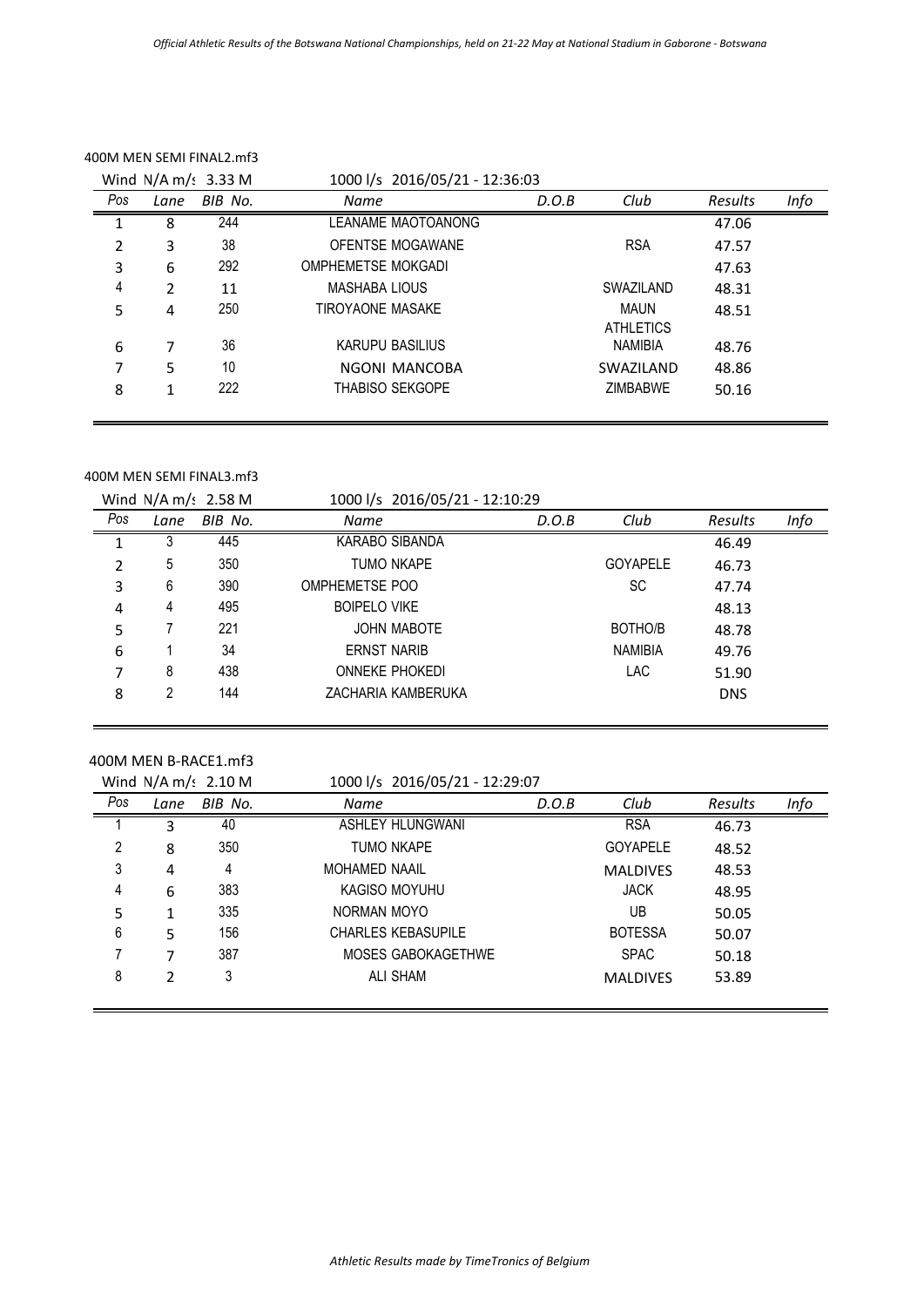### 400M MEN SEMI FINAL2.mf3

Wind N/A m/s 3.33 M — 1000 l/s 2016/05/21 - 12:36:03

| Pos | Lane | BIB No. | Name | D.O.B | Club | Results | Info |
|---|---|---|---|---|---|---|---|
| 1 | 8 | 244 | LEANAME MAOTOANONG | | | 47.06 | |
| 2 | 3 | 38 | OFENTSE MOGAWANE | | RSA | 47.57 | |
| 3 | 6 | 292 | OMPHEMETSE MOKGADI | | | 47.63 | |
| 4 | 2 | 11 | MASHABA LIOUS | | SWAZILAND | 48.31 | |
| 5 | 4 | 250 | TIROYAONE MASAKE | | MAUN ATHLETICS | 48.51 | |
| 6 | 7 | 36 | KARUPU BASILIUS | | NAMIBIA | 48.76 | |
| 7 | 5 | 10 | NGONI MANCOBA | | SWAZILAND | 48.86 | |
| 8 | 1 | 222 | THABISO SEKGOPE | | ZIMBABWE | 50.16 | |

### 400M MEN SEMI FINAL3.mf3

Wind N/A m/s 2.58 M — 1000 l/s 2016/05/21 - 12:10:29

| Pos | Lane | BIB No. | Name | D.O.B | Club | Results | Info |
|---|---|---|---|---|---|---|---|
| 1 | 3 | 445 | KARABO SIBANDA | | | 46.49 | |
| 2 | 5 | 350 | TUMO NKAPE | | GOYAPELE | 46.73 | |
| 3 | 6 | 390 | OMPHEMETSE POO | | SC | 47.74 | |
| 4 | 4 | 495 | BOIPELO VIKE | | | 48.13 | |
| 5 | 7 | 221 | JOHN MABOTE | | BOTHO/B | 48.78 | |
| 6 | 1 | 34 | ERNST NARIB | | NAMIBIA | 49.76 | |
| 7 | 8 | 438 | ONNEKE PHOKEDI | | LAC | 51.90 | |
| 8 | 2 | 144 | ZACHARIA KAMBERUKA | | | DNS | |

### 400M MEN B-RACE1.mf3

Wind N/A m/s 2.10 M — 1000 l/s 2016/05/21 - 12:29:07

| Pos | Lane | BIB No. | Name | D.O.B | Club | Results | Info |
|---|---|---|---|---|---|---|---|
| 1 | 3 | 40 | ASHLEY HLUNGWANI | | RSA | 46.73 | |
| 2 | 8 | 350 | TUMO NKAPE | | GOYAPELE | 48.52 | |
| 3 | 4 | 4 | MOHAMED NAAIL | | MALDIVES | 48.53 | |
| 4 | 6 | 383 | KAGISO MOYUHU | | JACK | 48.95 | |
| 5 | 1 | 335 | NORMAN MOYO | | UB | 50.05 | |
| 6 | 5 | 156 | CHARLES KEBASUPILE | | BOTESSA | 50.07 | |
| 7 | 7 | 387 | MOSES GABOKAGETHWE | | SPAC | 50.18 | |
| 8 | 2 | 3 | ALI SHAM | | MALDIVES | 53.89 | |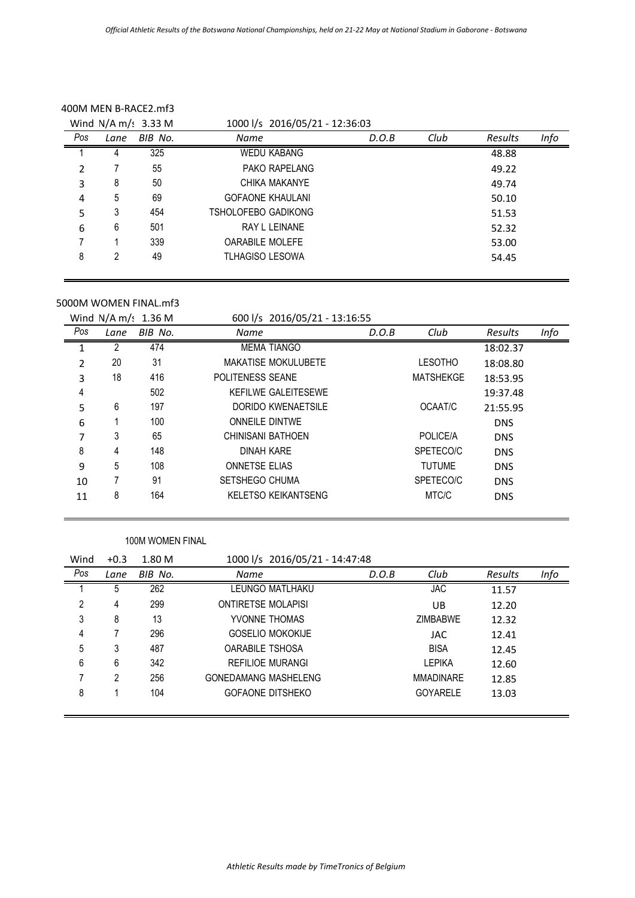### 400M MEN B-RACE2.mf3

Wind N/A m/s 3.33 M    1000 l/s 2016/05/21 - 12:36:03

| Pos | Lane | BIB No. | Name | D.O.B | Club | Results | Info |
|---|---|---|---|---|---|---|---|
| 1 | 4 | 325 | WEDU KABANG | | | 48.88 | |
| 2 | 7 | 55 | PAKO RAPELANG | | | 49.22 | |
| 3 | 8 | 50 | CHIKA MAKANYE | | | 49.74 | |
| 4 | 5 | 69 | GOFAONE KHAULANI | | | 50.10 | |
| 5 | 3 | 454 | TSHOLOFEBO GADIKONG | | | 51.53 | |
| 6 | 6 | 501 | RAY L LEINANE | | | 52.32 | |
| 7 | 1 | 339 | OARABILE MOLEFE | | | 53.00 | |
| 8 | 2 | 49 | TLHAGISO LESOWA | | | 54.45 | |

### 5000M WOMEN FINAL.mf3

Wind N/A m/s 1.36 M    600 l/s 2016/05/21 - 13:16:55

| Pos | Lane | BIB No. | Name | D.O.B | Club | Results | Info |
|---|---|---|---|---|---|---|---|
| 1 | 2 | 474 | MEMA TIANGO | | | 18:02.37 | |
| 2 | 20 | 31 | MAKATISE MOKULUBETE | | LESOTHO | 18:08.80 | |
| 3 | 18 | 416 | POLITENESS SEANE | | MATSHEKGE | 18:53.95 | |
| 4 | | 502 | KEFILWE GALEITSEWE | | | 19:37.48 | |
| 5 | 6 | 197 | DORIDO KWENAETSILE | | OCAAT/C | 21:55.95 | |
| 6 | 1 | 100 | ONNEILE DINTWE | | | DNS | |
| 7 | 3 | 65 | CHINISANI BATHOEN | | POLICE/A | DNS | |
| 8 | 4 | 148 | DINAH KARE | | SPETECO/C | DNS | |
| 9 | 5 | 108 | ONNETSE ELIAS | | TUTUME | DNS | |
| 10 | 7 | 91 | SETSHEGO CHUMA | | SPETECO/C | DNS | |
| 11 | 8 | 164 | KELETSO KEIKANTSENG | | MTC/C | DNS | |

### 100M WOMEN FINAL

Wind +0.3 1.80 M    1000 l/s 2016/05/21 - 14:47:48

| Pos | Lane | BIB No. | Name | D.O.B | Club | Results | Info |
|---|---|---|---|---|---|---|---|
| 1 | 5 | 262 | LEUNGO MATLHAKU | | JAC | 11.57 | |
| 2 | 4 | 299 | ONTIRETSE MOLAPISI | | UB | 12.20 | |
| 3 | 8 | 13 | YVONNE THOMAS | | ZIMBABWE | 12.32 | |
| 4 | 7 | 296 | GOSELIO MOKOKIJE | | JAC | 12.41 | |
| 5 | 3 | 487 | OARABILE TSHOSA | | BISA | 12.45 | |
| 6 | 6 | 342 | REFILIOE MURANGI | | LEPIKA | 12.60 | |
| 7 | 2 | 256 | GONEDAMANG MASHELENG | | MMADINARE | 12.85 | |
| 8 | 1 | 104 | GOFAONE DITSHEKO | | GOYARELE | 13.03 | |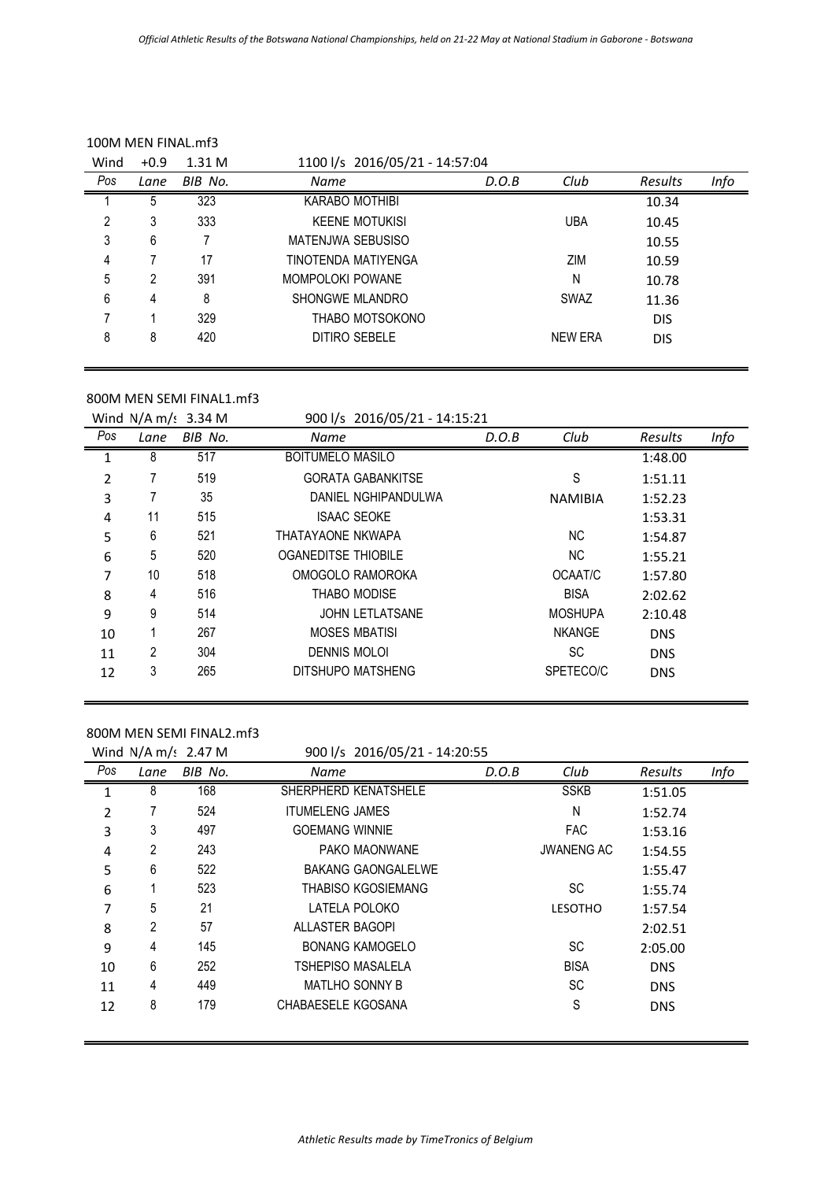### 100M MEN FINAL.mf3

Wind +0.9 1.31 M 1100 l/s 2016/05/21 - 14:57:04

| Pos | Lane | BIB No. | Name | D.O.B | Club | Results | Info |
|---|---|---|---|---|---|---|---|
| 1 | 5 | 323 | KARABO MOTHIBI | | | 10.34 | |
| 2 | 3 | 333 | KEENE MOTUKISI | | UBA | 10.45 | |
| 3 | 6 | 7 | MATENJWA SEBUSISO | | | 10.55 | |
| 4 | 7 | 17 | TINOTENDA MATIYENGA | | ZIM | 10.59 | |
| 5 | 2 | 391 | MOMPOLOKI POWANE | | N | 10.78 | |
| 6 | 4 | 8 | SHONGWE MLANDRO | | SWAZ | 11.36 | |
| 7 | 1 | 329 | THABO MOTSOKONO | | | DIS | |
| 8 | 8 | 420 | DITIRO SEBELE | | NEW ERA | DIS | |

### 800M MEN SEMI FINAL1.mf3

Wind N/A m/s 3.34 M 900 l/s 2016/05/21 - 14:15:21

| Pos | Lane | BIB No. | Name | D.O.B | Club | Results | Info |
|---|---|---|---|---|---|---|---|
| 1 | 8 | 517 | BOITUMELO MASILO | | | 1:48.00 | |
| 2 | 7 | 519 | GORATA GABANKITSE | | S | 1:51.11 | |
| 3 | 7 | 35 | DANIEL NGHIPANDULWA | | NAMIBIA | 1:52.23 | |
| 4 | 11 | 515 | ISAAC SEOKE | | | 1:53.31 | |
| 5 | 6 | 521 | THATAYAONE NKWAPA | | NC | 1:54.87 | |
| 6 | 5 | 520 | OGANEDITSE THIOBILE | | NC | 1:55.21 | |
| 7 | 10 | 518 | OMOGOLO RAMOROKA | | OCAAT/C | 1:57.80 | |
| 8 | 4 | 516 | THABO MODISE | | BISA | 2:02.62 | |
| 9 | 9 | 514 | JOHN LETLATSANE | | MOSHUPA | 2:10.48 | |
| 10 | 1 | 267 | MOSES MBATISI | | NKANGE | DNS | |
| 11 | 2 | 304 | DENNIS MOLOI | | SC | DNS | |
| 12 | 3 | 265 | DITSHUPO MATSHENG | | SPETECO/C | DNS | |

### 800M MEN SEMI FINAL2.mf3

Wind N/A m/s 2.47 M 900 l/s 2016/05/21 - 14:20:55

| Pos | Lane | BIB No. | Name | D.O.B | Club | Results | Info |
|---|---|---|---|---|---|---|---|
| 1 | 8 | 168 | SHERPHERD KENATSHELE | | SSKB | 1:51.05 | |
| 2 | 7 | 524 | ITUMELENG JAMES | | N | 1:52.74 | |
| 3 | 3 | 497 | GOEMANG WINNIE | | FAC | 1:53.16 | |
| 4 | 2 | 243 | PAKO MAONWANE | | JWANENG AC | 1:54.55 | |
| 5 | 6 | 522 | BAKANG GAONGALELWE | | | 1:55.47 | |
| 6 | 1 | 523 | THABISO KGOSIEMANG | | SC | 1:55.74 | |
| 7 | 5 | 21 | LATELA POLOKO | | LESOTHO | 1:57.54 | |
| 8 | 2 | 57 | ALLASTER BAGOPI | | | 2:02.51 | |
| 9 | 4 | 145 | BONANG KAMOGELO | | SC | 2:05.00 | |
| 10 | 6 | 252 | TSHEPISO MASALELA | | BISA | DNS | |
| 11 | 4 | 449 | MATLHO SONNY B | | SC | DNS | |
| 12 | 8 | 179 | CHABAESELE KGOSANA | | S | DNS | |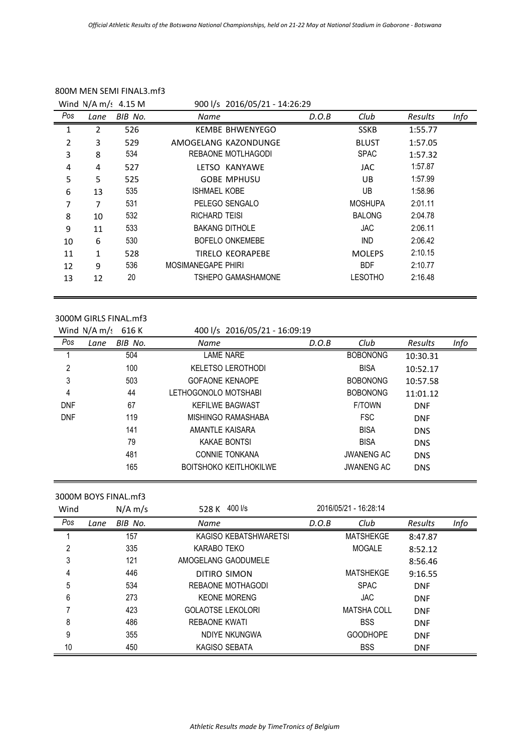## 800M MEN SEMI FINAL3.mf3

Wind N/A m/s 4.15 M 900 l/s 2016/05/21 - 14:26:29

| Pos | Lane | BIB No. | Name | D.O.B | Club | Results | Info |
|---|---|---|---|---|---|---|---|
| 1 | 2 | 526 | KEMBE BHWENYEGO | | SSKB | 1:55.77 | |
| 2 | 3 | 529 | AMOGELANG KAZONDUNGE | | BLUST | 1:57.05 | |
| 3 | 8 | 534 | REBAONE MOTLHAGODI | | SPAC | 1:57.32 | |
| 4 | 4 | 527 | LETSO KANYAWE | | JAC | 1:57.87 | |
| 5 | 5 | 525 | GOBE MPHUSU | | UB | 1:57.99 | |
| 6 | 13 | 535 | ISHMAEL KOBE | | UB | 1:58.96 | |
| 7 | 7 | 531 | PELEGO SENGALO | | MOSHUPA | 2:01.11 | |
| 8 | 10 | 532 | RICHARD TEISI | | BALONG | 2:04.78 | |
| 9 | 11 | 533 | BAKANG DITHOLE | | JAC | 2:06.11 | |
| 10 | 6 | 530 | BOFELO ONKEMEBE | | IND | 2:06.42 | |
| 11 | 1 | 528 | TIRELO KEORAPEBE | | MOLEPS | 2:10.15 | |
| 12 | 9 | 536 | MOSIMANEGAPE PHIRI | | BDF | 2:10.77 | |
| 13 | 12 | 20 | TSHEPO GAMASHAMONE | | LESOTHO | 2:16.48 | |

## 3000M GIRLS FINAL.mf3

Wind N/A m/s 616 K 400 l/s 2016/05/21 - 16:09:19

| Pos | Lane | BIB No. | Name | D.O.B | Club | Results | Info |
|---|---|---|---|---|---|---|---|
| 1 | | 504 | LAME NARE | | BOBONONG | 10:30.31 | |
| 2 | | 100 | KELETSO LEROTHODI | | BISA | 10:52.17 | |
| 3 | | 503 | GOFAONE KENAOPE | | BOBONONG | 10:57.58 | |
| 4 | | 44 | LETHOGONOLO MOTSHABI | | BOBONONG | 11:01.12 | |
| DNF | | 67 | KEFILWE BAGWAST | | F/TOWN | DNF | |
| DNF | | 119 | MISHINGO RAMASHABA | | FSC | DNF | |
| | | 141 | AMANTLE KAISARA | | BISA | DNS | |
| | | 79 | KAKAE BONTSI | | BISA | DNS | |
| | | 481 | CONNIE TONKANA | | JWANENG AC | DNS | |
| | | 165 | BOITSHOKO KEITLHOKILWE | | JWANENG AC | DNS | |

## 3000M BOYS FINAL.mf3

Wind N/A m/s 528 K 400 l/s 2016/05/21 - 16:28:14

| Pos | Lane | BIB No. | Name | D.O.B | Club | Results | Info |
|---|---|---|---|---|---|---|---|
| 1 | | 157 | KAGISO KEBATSHWARETSI | | MATSHEKGE | 8:47.87 | |
| 2 | | 335 | KARABO TEKO | | MOGALE | 8:52.12 | |
| 3 | | 121 | AMOGELANG GAODUMELE | | | 8:56.46 | |
| 4 | | 446 | DITIRO SIMON | | MATSHEKGE | 9:16.55 | |
| 5 | | 534 | REBAONE MOTHAGODI | | SPAC | DNF | |
| 6 | | 273 | KEONE MORENG | | JAC | DNF | |
| 7 | | 423 | GOLAOTSE LEKOLORI | | MATSHA COLL | DNF | |
| 8 | | 486 | REBAONE KWATI | | BSS | DNF | |
| 9 | | 355 | NDIYE NKUNGWA | | GOODHOPE | DNF | |
| 10 | | 450 | KAGISO SEBATA | | BSS | DNF | |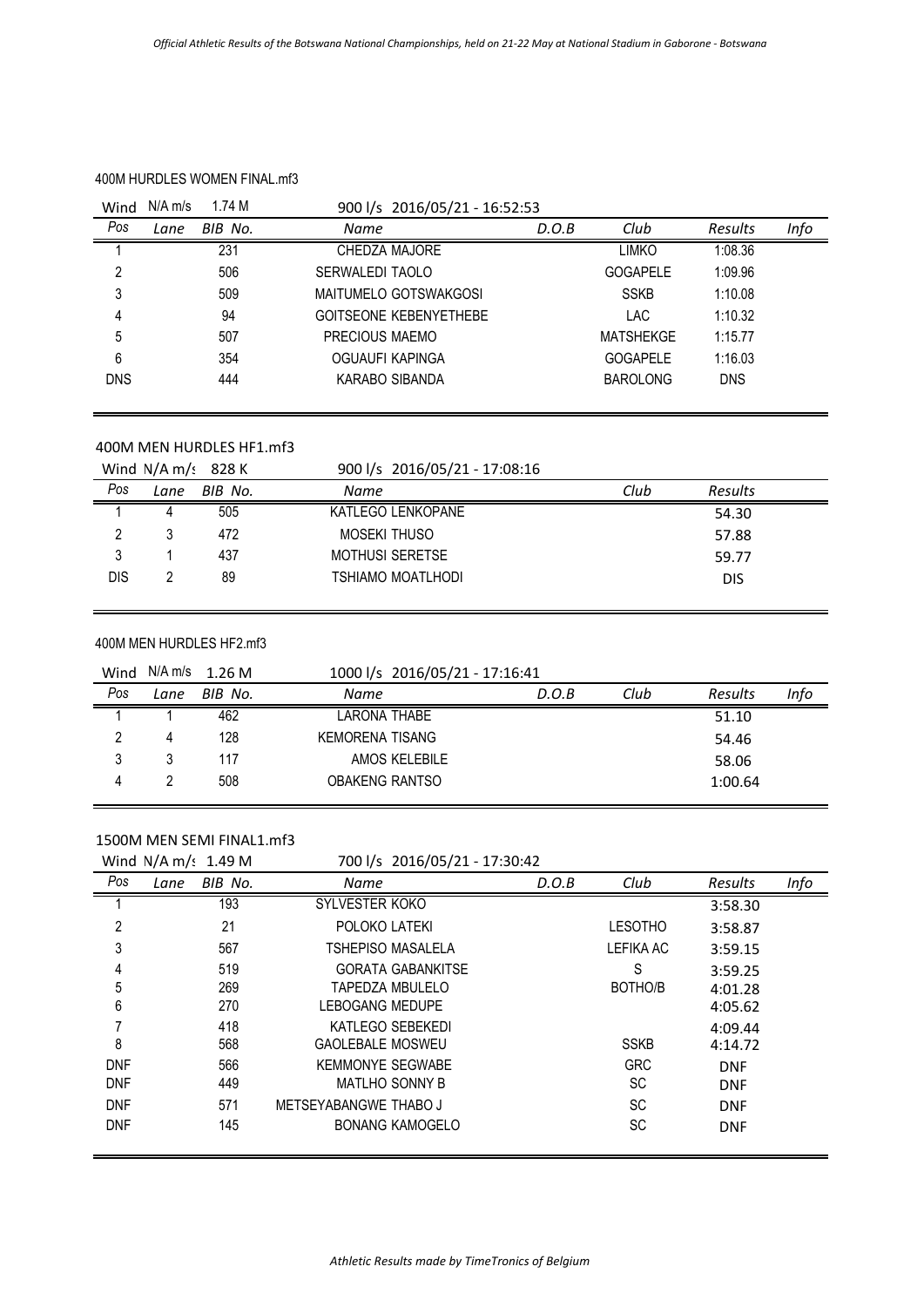400M HURDLES WOMEN FINAL.mf3

Wind N/A m/s 1.74 M 900 l/s 2016/05/21 - 16:52:53

| Pos | Lane | BIB No. | Name | D.O.B | Club | Results | Info |
|---|---|---|---|---|---|---|---|
| 1 | | 231 | CHEDZA MAJORE | | LIMKO | 1:08.36 | |
| 2 | | 506 | SERWALEDI TAOLO | | GOGAPELE | 1:09.96 | |
| 3 | | 509 | MAITUMELO GOTSWAKGOSI | | SSKB | 1:10.08 | |
| 4 | | 94 | GOITSEONE KEBENYETHEBE | | LAC | 1:10.32 | |
| 5 | | 507 | PRECIOUS MAEMO | | MATSHEKGE | 1:15.77 | |
| 6 | | 354 | OGUAUFI KAPINGA | | GOGAPELE | 1:16.03 | |
| DNS | | 444 | KARABO SIBANDA | | BAROLONG | DNS | |

400M MEN HURDLES HF1.mf3

Wind N/A m/s 828 K 900 l/s 2016/05/21 - 17:08:16

| Pos | Lane | BIB No. | Name | Club | Results |
|---|---|---|---|---|---|
| 1 | 4 | 505 | KATLEGO LENKOPANE | | 54.30 |
| 2 | 3 | 472 | MOSEKI THUSO | | 57.88 |
| 3 | 1 | 437 | MOTHUSI SERETSE | | 59.77 |
| DIS | 2 | 89 | TSHIAMO MOATLHODI | | DIS |

400M MEN HURDLES HF2.mf3

Wind N/A m/s 1.26 M 1000 l/s 2016/05/21 - 17:16:41

| Pos | Lane | BIB No. | Name | D.O.B | Club | Results | Info |
|---|---|---|---|---|---|---|---|
| 1 | 1 | 462 | LARONA THABE | | | 51.10 | |
| 2 | 4 | 128 | KEMORENA TISANG | | | 54.46 | |
| 3 | 3 | 117 | AMOS KELEBILE | | | 58.06 | |
| 4 | 2 | 508 | OBAKENG RANTSO | | | 1:00.64 | |

1500M MEN SEMI FINAL1.mf3

Wind N/A m/s 1.49 M 700 l/s 2016/05/21 - 17:30:42

| Pos | Lane | BIB No. | Name | D.O.B | Club | Results | Info |
|---|---|---|---|---|---|---|---|
| 1 | | 193 | SYLVESTER KOKO | | | 3:58.30 | |
| 2 | | 21 | POLOKO LATEKI | | LESOTHO | 3:58.87 | |
| 3 | | 567 | TSHEPISO MASALELA | | LEFIKA AC | 3:59.15 | |
| 4 | | 519 | GORATA GABANKITSE | | S | 3:59.25 | |
| 5 | | 269 | TAPEDZA MBULELO | | BOTHO/B | 4:01.28 | |
| 6 | | 270 | LEBOGANG MEDUPE | | | 4:05.62 | |
| 7 | | 418 | KATLEGO SEBEKEDI | | | 4:09.44 | |
| 8 | | 568 | GAOLEBALE MOSWEU | | SSKB | 4:14.72 | |
| DNF | | 566 | KEMMONYE SEGWABE | | GRC | DNF | |
| DNF | | 449 | MATLHO SONNY B | | SC | DNF | |
| DNF | | 571 | METSEYABANGWE THABO J | | SC | DNF | |
| DNF | | 145 | BONANG KAMOGELO | | SC | DNF | |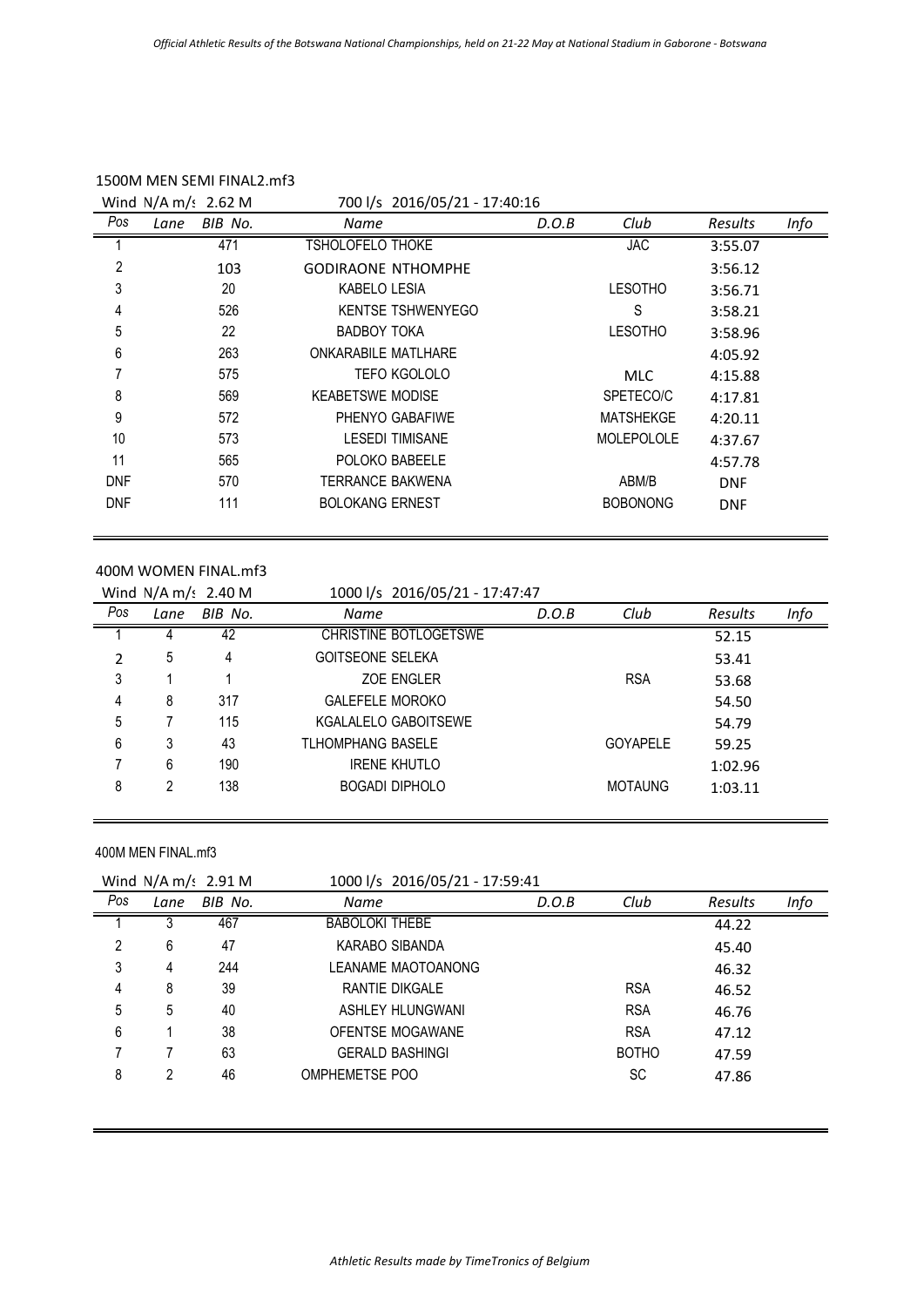## 1500M MEN SEMI FINAL2.mf3

Wind N/A m/s 2.62 M — 700 l/s 2016/05/21 - 17:40:16

| Pos | Lane | BIB No. | Name | D.O.B | Club | Results | Info |
|---|---|---|---|---|---|---|---|
| 1 | | 471 | TSHOLOFELO THOKE | | JAC | 3:55.07 | |
| 2 | | 103 | GODIRAONE NTHOMPHE | | | 3:56.12 | |
| 3 | | 20 | KABELO LESIA | | LESOTHO | 3:56.71 | |
| 4 | | 526 | KENTSE TSHWENYEGO | | S | 3:58.21 | |
| 5 | | 22 | BADBOY TOKA | | LESOTHO | 3:58.96 | |
| 6 | | 263 | ONKARABILE MATLHARE | | | 4:05.92 | |
| 7 | | 575 | TEFO KGOLOLO | | MLC | 4:15.88 | |
| 8 | | 569 | KEABETSWE MODISE | | SPETECO/C | 4:17.81 | |
| 9 | | 572 | PHENYO GABAFIWE | | MATSHEKGE | 4:20.11 | |
| 10 | | 573 | LESEDI TIMISANE | | MOLEPOLOLE | 4:37.67 | |
| 11 | | 565 | POLOKO BABEELE | | | 4:57.78 | |
| DNF | | 570 | TERRANCE BAKWENA | | ABM/B | DNF | |
| DNF | | 111 | BOLOKANG ERNEST | | BOBONONG | DNF | |

## 400M WOMEN FINAL.mf3

Wind N/A m/s 2.40 M — 1000 l/s 2016/05/21 - 17:47:47

| Pos | Lane | BIB No. | Name | D.O.B | Club | Results | Info |
|---|---|---|---|---|---|---|---|
| 1 | 4 | 42 | CHRISTINE BOTLOGETSWE | | | 52.15 | |
| 2 | 5 | 4 | GOITSEONE SELEKA | | | 53.41 | |
| 3 | 1 | 1 | ZOE ENGLER | | RSA | 53.68 | |
| 4 | 8 | 317 | GALEFELE MOROKO | | | 54.50 | |
| 5 | 7 | 115 | KGALALELO GABOITSEWE | | | 54.79 | |
| 6 | 3 | 43 | TLHOMPHANG BASELE | | GOYAPELE | 59.25 | |
| 7 | 6 | 190 | IRENE KHUTLO | | | 1:02.96 | |
| 8 | 2 | 138 | BOGADI DIPHOLO | | MOTAUNG | 1:03.11 | |

## 400M MEN FINAL.mf3

Wind N/A m/s 2.91 M — 1000 l/s 2016/05/21 - 17:59:41

| Pos | Lane | BIB No. | Name | D.O.B | Club | Results | Info |
|---|---|---|---|---|---|---|---|
| 1 | 3 | 467 | BABOLOKI THEBE | | | 44.22 | |
| 2 | 6 | 47 | KARABO SIBANDA | | | 45.40 | |
| 3 | 4 | 244 | LEANAME MAOTOANONG | | | 46.32 | |
| 4 | 8 | 39 | RANTIE DIKGALE | | RSA | 46.52 | |
| 5 | 5 | 40 | ASHLEY HLUNGWANI | | RSA | 46.76 | |
| 6 | 1 | 38 | OFENTSE MOGAWANE | | RSA | 47.12 | |
| 7 | 7 | 63 | GERALD BASHINGI | | BOTHO | 47.59 | |
| 8 | 2 | 46 | OMPHEMETSE POO | | SC | 47.86 | |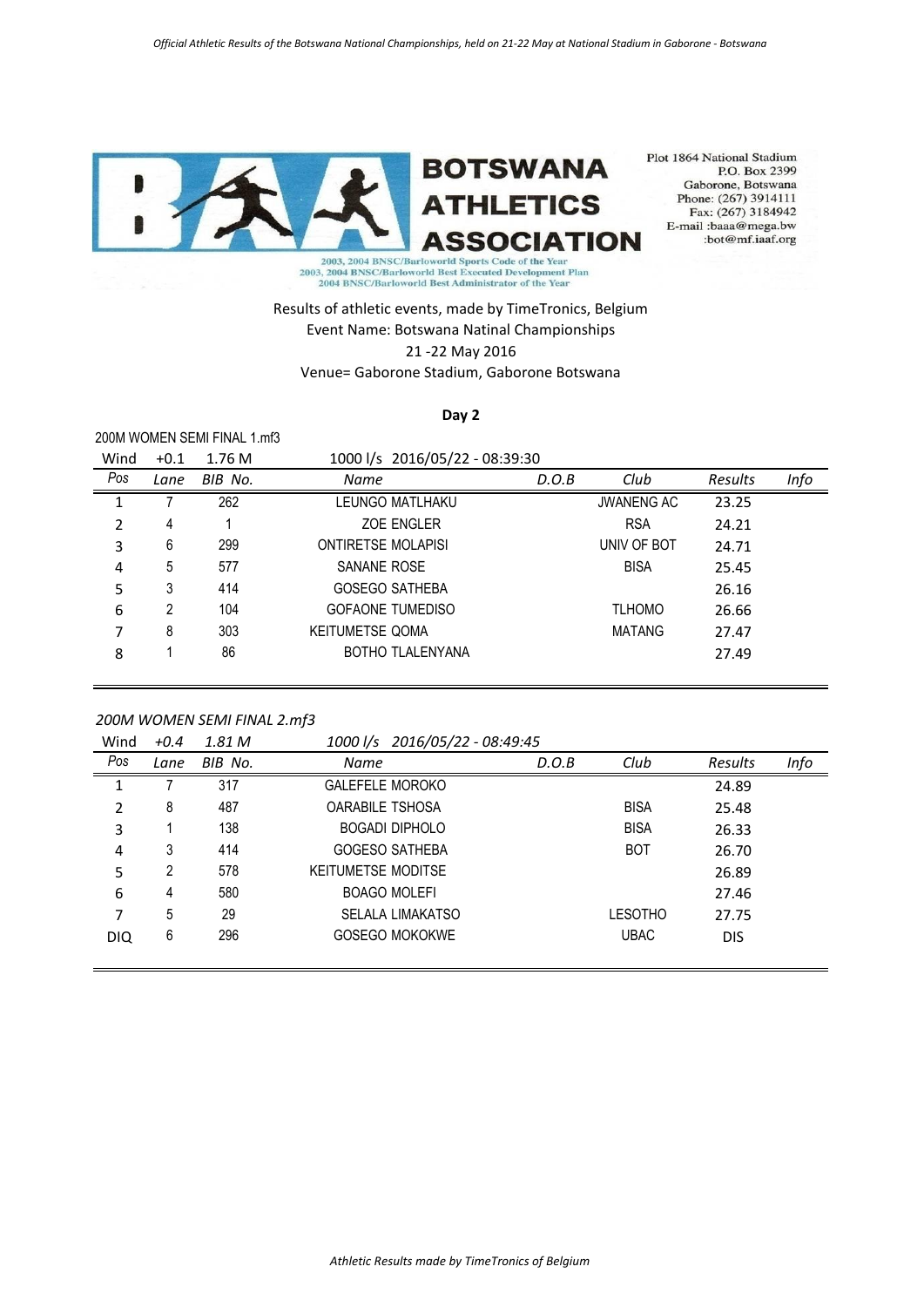**BOTSWANA ATHLETICS ASSOCIATION**

Plot 1864 National Stadium
P.O. Box 2399
Gaborone, Botswana
Phone: (267) 3914111
Fax: (267) 3184942
E-mail :baaa@mega.bw
:bot@mf.iaaf.org

2003, 2004 BNSC/Barloworld Sports Code of the Year
2003, 2004 BNSC/Barloworld Best Executed Development Plan
2004 BNSC/Barloworld Best Administrator of the Year

Results of athletic events, made by TimeTronics, Belgium
Event Name: Botswana Natinal Championships
21 -22 May 2016
Venue= Gaborone Stadium, Gaborone Botswana

**Day 2**

200M WOMEN SEMI FINAL 1.mf3

Wind +0.1 1.76 M 1000 l/s 2016/05/22 - 08:39:30

| Pos | Lane | BIB No. | Name | D.O.B | Club | Results | Info |
|---|---|---|---|---|---|---|---|
| 1 | 7 | 262 | LEUNGO MATLHAKU | | JWANENG AC | 23.25 | |
| 2 | 4 | 1 | ZOE ENGLER | | RSA | 24.21 | |
| 3 | 6 | 299 | ONTIRETSE MOLAPISI | | UNIV OF BOT | 24.71 | |
| 4 | 5 | 577 | SANANE ROSE | | BISA | 25.45 | |
| 5 | 3 | 414 | GOSEGO SATHEBA | | | 26.16 | |
| 6 | 2 | 104 | GOFAONE TUMEDISO | | TLHOMO | 26.66 | |
| 7 | 8 | 303 | KEITUMETSE QOMA | | MATANG | 27.47 | |
| 8 | 1 | 86 | BOTHO TLALENYANA | | | 27.49 | |

*200M WOMEN SEMI FINAL 2.mf3*

Wind +0.4 1.81 M 1000 l/s 2016/05/22 - 08:49:45

| Pos | Lane | BIB No. | Name | D.O.B | Club | Results | Info |
|---|---|---|---|---|---|---|---|
| 1 | 7 | 317 | GALEFELE MOROKO | | | 24.89 | |
| 2 | 8 | 487 | OARABILE TSHOSA | | BISA | 25.48 | |
| 3 | 1 | 138 | BOGADI DIPHOLO | | BISA | 26.33 | |
| 4 | 3 | 414 | GOGESO SATHEBA | | BOT | 26.70 | |
| 5 | 2 | 578 | KEITUMETSE MODITSE | | | 26.89 | |
| 6 | 4 | 580 | BOAGO MOLEFI | | | 27.46 | |
| 7 | 5 | 29 | SELALA LIMAKATSO | | LESOTHO | 27.75 | |
| DIQ | 6 | 296 | GOSEGO MOKOKWE | | UBAC | DIS | |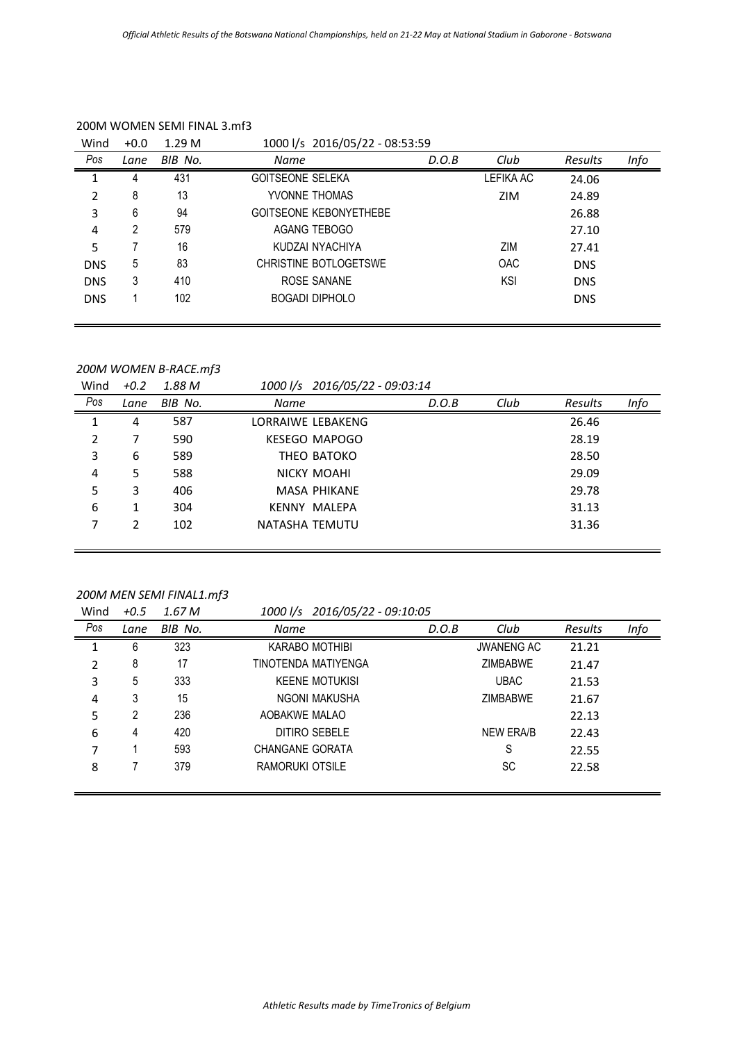## 200M WOMEN SEMI FINAL 3.mf3

| Wind | +0.0 | 1.29 M | 1000 l/s 2016/05/22 - 08:53:59 | | | | |
|---|---|---|---|---|---|---|---|
| Pos | Lane | BIB No. | Name | D.O.B | Club | Results | Info |
| 1 | 4 | 431 | GOITSEONE SELEKA | | LEFIKA AC | 24.06 | |
| 2 | 8 | 13 | YVONNE THOMAS | | ZIM | 24.89 | |
| 3 | 6 | 94 | GOITSEONE KEBONYETHEBE | | | 26.88 | |
| 4 | 2 | 579 | AGANG TEBOGO | | | 27.10 | |
| 5 | 7 | 16 | KUDZAI NYACHIYA | | ZIM | 27.41 | |
| DNS | 5 | 83 | CHRISTINE BOTLOGETSWE | | OAC | DNS | |
| DNS | 3 | 410 | ROSE SANANE | | KSI | DNS | |
| DNS | 1 | 102 | BOGADI DIPHOLO | | | DNS | |

## *200M WOMEN B-RACE.mf3*

| Wind | +0.2 | 1.88 M | 1000 l/s 2016/05/22 - 09:03:14 | | | | |
|---|---|---|---|---|---|---|---|
| Pos | Lane | BIB No. | Name | D.O.B | Club | Results | Info |
| 1 | 4 | 587 | LORRAIWE LEBAKENG | | | 26.46 | |
| 2 | 7 | 590 | KESEGO MAPOGO | | | 28.19 | |
| 3 | 6 | 589 | THEO BATOKO | | | 28.50 | |
| 4 | 5 | 588 | NICKY MOAHI | | | 29.09 | |
| 5 | 3 | 406 | MASA PHIKANE | | | 29.78 | |
| 6 | 1 | 304 | KENNY MALEPA | | | 31.13 | |
| 7 | 2 | 102 | NATASHA TEMUTU | | | 31.36 | |

## *200M MEN SEMI FINAL1.mf3*

| Wind | +0.5 | 1.67 M | 1000 l/s 2016/05/22 - 09:10:05 | | | | |
|---|---|---|---|---|---|---|---|
| Pos | Lane | BIB No. | Name | D.O.B | Club | Results | Info |
| 1 | 6 | 323 | KARABO MOTHIBI | | JWANENG AC | 21.21 | |
| 2 | 8 | 17 | TINOTENDA MATIYENGA | | ZIMBABWE | 21.47 | |
| 3 | 5 | 333 | KEENE MOTUKISI | | UBAC | 21.53 | |
| 4 | 3 | 15 | NGONI MAKUSHA | | ZIMBABWE | 21.67 | |
| 5 | 2 | 236 | AOBAKWE MALAO | | | 22.13 | |
| 6 | 4 | 420 | DITIRO SEBELE | | NEW ERA/B | 22.43 | |
| 7 | 1 | 593 | CHANGANE GORATA | | S | 22.55 | |
| 8 | 7 | 379 | RAMORUKI OTSILE | | SC | 22.58 | |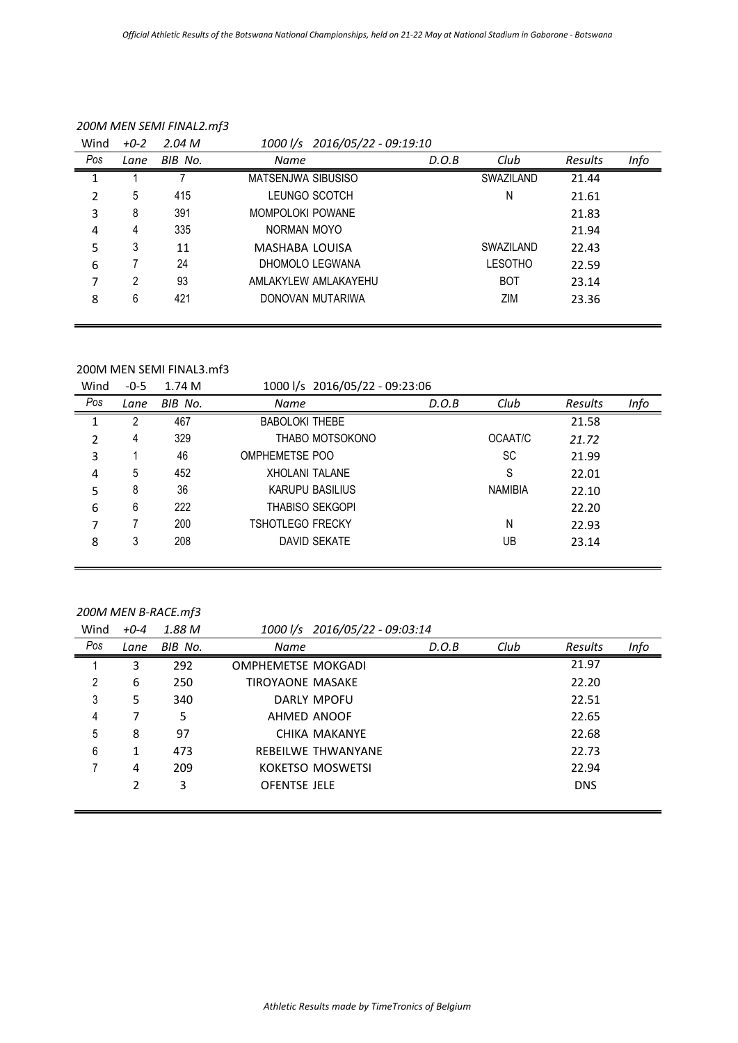### 200M MEN SEMI FINAL2.mf3

Wind +0-2 2.04 M 1000 l/s 2016/05/22 - 09:19:10

| Pos | Lane | BIB No. | Name | D.O.B | Club | Results | Info |
|---|---|---|---|---|---|---|---|
| 1 | 1 | 7 | MATSENJWA SIBUSISO | | SWAZILAND | 21.44 | |
| 2 | 5 | 415 | LEUNGO SCOTCH | | N | 21.61 | |
| 3 | 8 | 391 | MOMPOLOKI POWANE | | | 21.83 | |
| 4 | 4 | 335 | NORMAN MOYO | | | 21.94 | |
| 5 | 3 | 11 | MASHABA LOUISA | | SWAZILAND | 22.43 | |
| 6 | 7 | 24 | DHOMOLO LEGWANA | | LESOTHO | 22.59 | |
| 7 | 2 | 93 | AMLAKYLEW AMLAKAYEHU | | BOT | 23.14 | |
| 8 | 6 | 421 | DONOVAN MUTARIWA | | ZIM | 23.36 | |

### 200M MEN SEMI FINAL3.mf3

Wind -0-5 1.74 M 1000 l/s 2016/05/22 - 09:23:06

| Pos | Lane | BIB No. | Name | D.O.B | Club | Results | Info |
|---|---|---|---|---|---|---|---|
| 1 | 2 | 467 | BABOLOKI THEBE | | | 21.58 | |
| 2 | 4 | 329 | THABO MOTSOKONO | | OCAAT/C | 21.72 | |
| 3 | 1 | 46 | OMPHEMETSE POO | | SC | 21.99 | |
| 4 | 5 | 452 | XHOLANI TALANE | | S | 22.01 | |
| 5 | 8 | 36 | KARUPU BASILIUS | | NAMIBIA | 22.10 | |
| 6 | 6 | 222 | THABISO SEKGOPI | | | 22.20 | |
| 7 | 7 | 200 | TSHOTLEGO FRECKY | | N | 22.93 | |
| 8 | 3 | 208 | DAVID SEKATE | | UB | 23.14 | |

### 200M MEN B-RACE.mf3

Wind +0-4 1.88 M 1000 l/s 2016/05/22 - 09:03:14

| Pos | Lane | BIB No. | Name | D.O.B | Club | Results | Info |
|---|---|---|---|---|---|---|---|
| 1 | 3 | 292 | OMPHEMETSE MOKGADI | | | 21.97 | |
| 2 | 6 | 250 | TIROYAONE MASAKE | | | 22.20 | |
| 3 | 5 | 340 | DARLY MPOFU | | | 22.51 | |
| 4 | 7 | 5 | AHMED ANOOF | | | 22.65 | |
| 5 | 8 | 97 | CHIKA MAKANYE | | | 22.68 | |
| 6 | 1 | 473 | REBEILWE THWANYANE | | | 22.73 | |
| 7 | 4 | 209 | KOKETSO MOSWETSI | | | 22.94 | |
| | 2 | 3 | OFENTSE JELE | | | DNS | |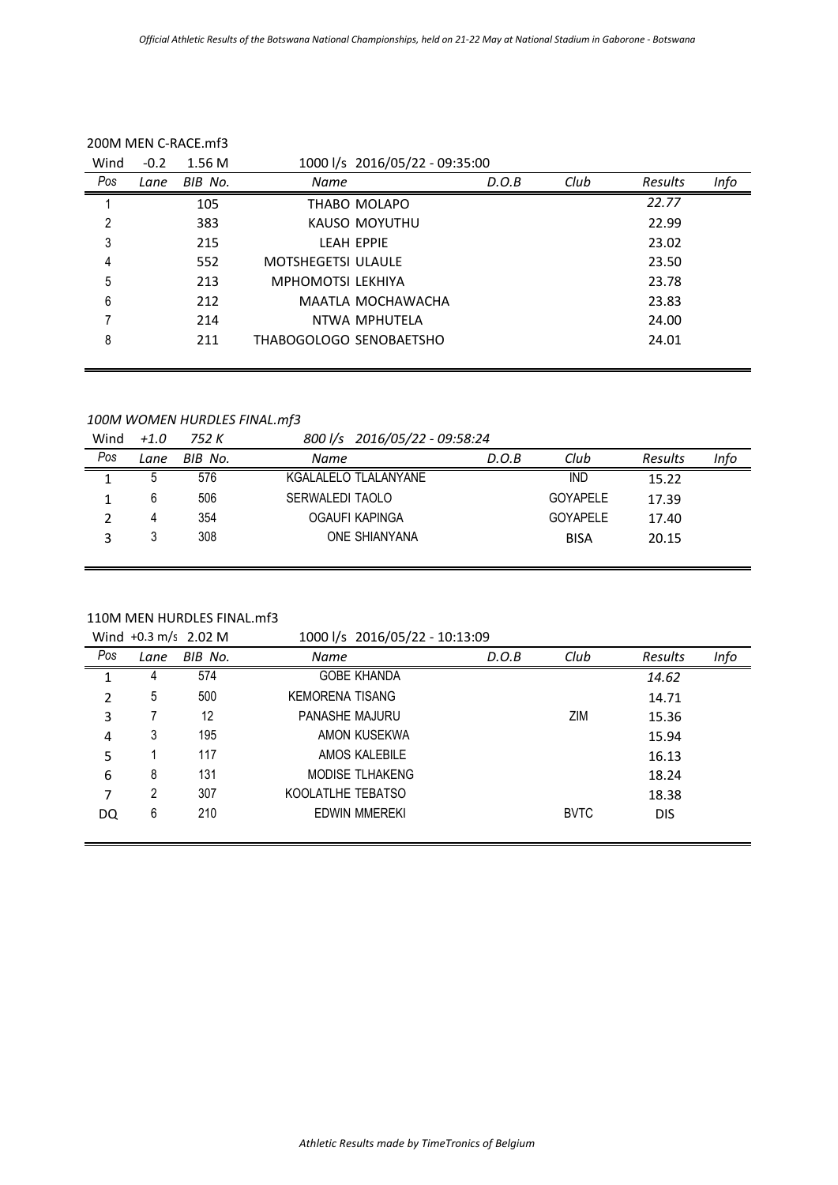200M MEN C-RACE.mf3

| Wind | -0.2 | 1.56 M | 1000 l/s 2016/05/22 - 09:35:00 | | | | |
|---|---|---|---|---|---|---|---|
| Pos | Lane | BIB No. | Name | D.O.B | Club | Results | Info |
| 1 | | 105 | THABO MOLAPO | | | 22.77 | |
| 2 | | 383 | KAUSO MOYUTHU | | | 22.99 | |
| 3 | | 215 | LEAH EPPIE | | | 23.02 | |
| 4 | | 552 | MOTSHEGETSI ULAULE | | | 23.50 | |
| 5 | | 213 | MPHOMOTSI LEKHIYA | | | 23.78 | |
| 6 | | 212 | MAATLA MOCHAWACHA | | | 23.83 | |
| 7 | | 214 | NTWA MPHUTELA | | | 24.00 | |
| 8 | | 211 | THABOGOLOGO SENOBAETSHO | | | 24.01 | |

*100M WOMEN HURDLES FINAL.mf3*

| Wind | +1.0 | 752 K | 800 l/s 2016/05/22 - 09:58:24 | | | | |
|---|---|---|---|---|---|---|---|
| Pos | Lane | BIB No. | Name | D.O.B | Club | Results | Info |
| 1 | 5 | 576 | KGALALELO TLALANYANE | | IND | 15.22 | |
| 1 | 6 | 506 | SERWALEDI TAOLO | | GOYAPELE | 17.39 | |
| 2 | 4 | 354 | OGAUFI KAPINGA | | GOYAPELE | 17.40 | |
| 3 | 3 | 308 | ONE SHIANYANA | | BISA | 20.15 | |

110M MEN HURDLES FINAL.mf3

| Wind | +0.3 m/s | 2.02 M | 1000 l/s 2016/05/22 - 10:13:09 | | | | |
|---|---|---|---|---|---|---|---|
| Pos | Lane | BIB No. | Name | D.O.B | Club | Results | Info |
| 1 | 4 | 574 | GOBE KHANDA | | | 14.62 | |
| 2 | 5 | 500 | KEMORENA TISANG | | | 14.71 | |
| 3 | 7 | 12 | PANASHE MAJURU | | ZIM | 15.36 | |
| 4 | 3 | 195 | AMON KUSEKWA | | | 15.94 | |
| 5 | 1 | 117 | AMOS KALEBILE | | | 16.13 | |
| 6 | 8 | 131 | MODISE TLHAKENG | | | 18.24 | |
| 7 | 2 | 307 | KOOLATLHE TEBATSO | | | 18.38 | |
| DQ | 6 | 210 | EDWIN MMEREKI | | BVTC | DIS | |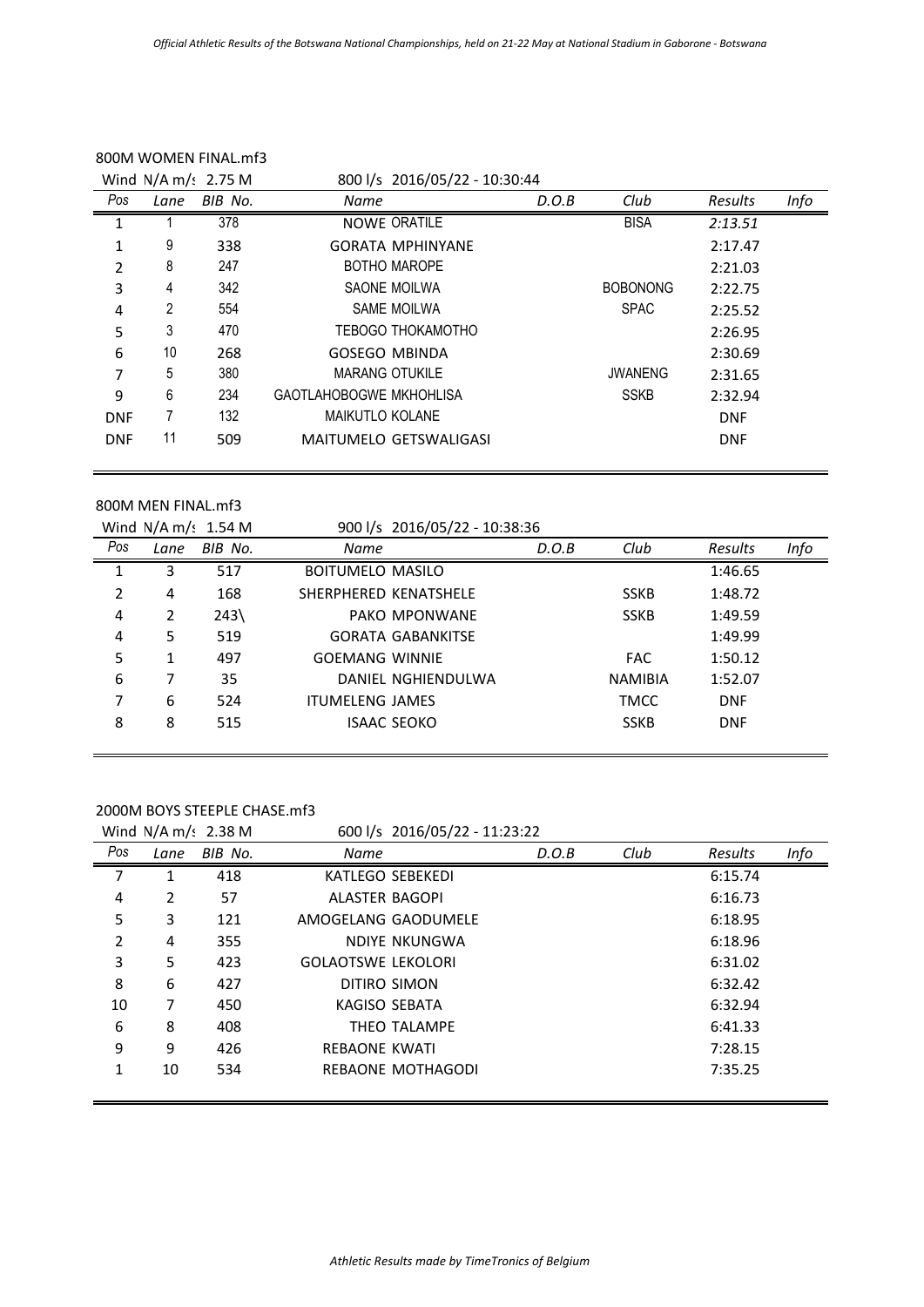### 800M WOMEN FINAL.mf3

Wind N/A m/s 2.75 M | 800 l/s 2016/05/22 - 10:30:44

| Pos | Lane | BIB No. | Name | D.O.B | Club | Results | Info |
|---|---|---|---|---|---|---|---|
| 1 | 1 | 378 | NOWE ORATILE | | BISA | *2:13.51* | |
| 1 | 9 | 338 | GORATA MPHINYANE | | | 2:17.47 | |
| 2 | 8 | 247 | BOTHO MAROPE | | | 2:21.03 | |
| 3 | 4 | 342 | SAONE MOILWA | | BOBONONG | 2:22.75 | |
| 4 | 2 | 554 | SAME MOILWA | | SPAC | 2:25.52 | |
| 5 | 3 | 470 | TEBOGO THOKAMOTHO | | | 2:26.95 | |
| 6 | 10 | 268 | GOSEGO MBINDA | | | 2:30.69 | |
| 7 | 5 | 380 | MARANG OTUKILE | | JWANENG | 2:31.65 | |
| 9 | 6 | 234 | GAOTLAHOBOGWE MKHOHLISA | | SSKB | 2:32.94 | |
| DNF | 7 | 132 | MAIKUTLO KOLANE | | | DNF | |
| DNF | 11 | 509 | MAITUMELO GETSWALIGASI | | | DNF | |

### 800M MEN FINAL.mf3

Wind N/A m/s 1.54 M | 900 l/s 2016/05/22 - 10:38:36

| Pos | Lane | BIB No. | Name | D.O.B | Club | Results | Info |
|---|---|---|---|---|---|---|---|
| 1 | 3 | 517 | BOITUMELO MASILO | | | 1:46.65 | |
| 2 | 4 | 168 | SHERPHERED KENATSHELE | | SSKB | 1:48.72 | |
| 4 | 2 | 243\ | PAKO MPONWANE | | SSKB | 1:49.59 | |
| 4 | 5 | 519 | GORATA GABANKITSE | | | 1:49.99 | |
| 5 | 1 | 497 | GOEMANG WINNIE | | FAC | 1:50.12 | |
| 6 | 7 | 35 | DANIEL NGHIENDULWA | | NAMIBIA | 1:52.07 | |
| 7 | 6 | 524 | ITUMELENG JAMES | | TMCC | DNF | |
| 8 | 8 | 515 | ISAAC SEOKO | | SSKB | DNF | |

### 2000M BOYS STEEPLE CHASE.mf3

Wind N/A m/s 2.38 M | 600 l/s 2016/05/22 - 11:23:22

| Pos | Lane | BIB No. | Name | D.O.B | Club | Results | Info |
|---|---|---|---|---|---|---|---|
| 7 | 1 | 418 | KATLEGO SEBEKEDI | | | 6:15.74 | |
| 4 | 2 | 57 | ALASTER BAGOPI | | | 6:16.73 | |
| 5 | 3 | 121 | AMOGELANG GAODUMELE | | | 6:18.95 | |
| 2 | 4 | 355 | NDIYE NKUNGWA | | | 6:18.96 | |
| 3 | 5 | 423 | GOLAOTSWE LEKOLORI | | | 6:31.02 | |
| 8 | 6 | 427 | DITIRO SIMON | | | 6:32.42 | |
| 10 | 7 | 450 | KAGISO SEBATA | | | 6:32.94 | |
| 6 | 8 | 408 | THEO TALAMPE | | | 6:41.33 | |
| 9 | 9 | 426 | REBAONE KWATI | | | 7:28.15 | |
| 1 | 10 | 534 | REBAONE MOTHAGODI | | | 7:35.25 | |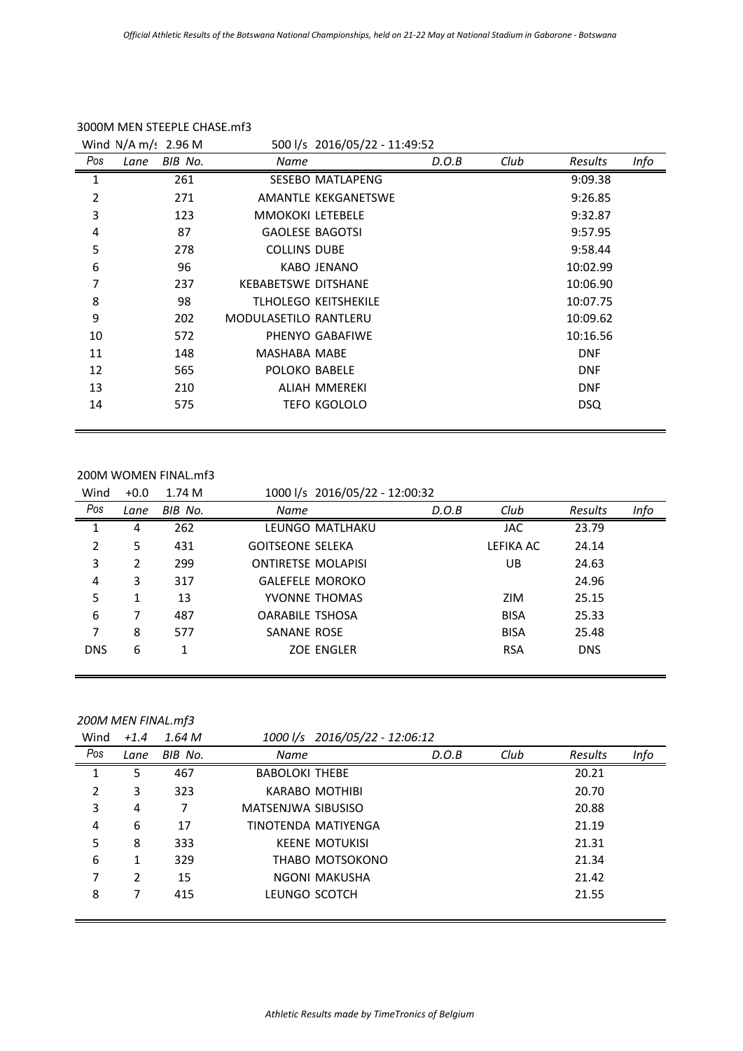3000M MEN STEEPLE CHASE.mf3

Wind N/A m/s 2.96 M 500 l/s 2016/05/22 - 11:49:52

| Pos | Lane | BIB No. | Name | D.O.B | Club | Results | Info |
|---|---|---|---|---|---|---|---|
| 1 | | 261 | SESEBO MATLAPENG | | | 9:09.38 | |
| 2 | | 271 | AMANTLE KEKGANETSWE | | | 9:26.85 | |
| 3 | | 123 | MMOKOKI LETEBELE | | | 9:32.87 | |
| 4 | | 87 | GAOLESE BAGOTSI | | | 9:57.95 | |
| 5 | | 278 | COLLINS DUBE | | | 9:58.44 | |
| 6 | | 96 | KABO JENANO | | | 10:02.99 | |
| 7 | | 237 | KEBABETSWE DITSHANE | | | 10:06.90 | |
| 8 | | 98 | TLHOLEGO KEITSHEKILE | | | 10:07.75 | |
| 9 | | 202 | MODULASETILO RANTLERU | | | 10:09.62 | |
| 10 | | 572 | PHENYO GABAFIWE | | | 10:16.56 | |
| 11 | | 148 | MASHABA MABE | | | DNF | |
| 12 | | 565 | POLOKO BABELE | | | DNF | |
| 13 | | 210 | ALIAH MMEREKI | | | DNF | |
| 14 | | 575 | TEFO KGOLOLO | | | DSQ | |

200M WOMEN FINAL.mf3

Wind +0.0 1.74 M 1000 l/s 2016/05/22 - 12:00:32

| Pos | Lane | BIB No. | Name | D.O.B | Club | Results | Info |
|---|---|---|---|---|---|---|---|
| 1 | 4 | 262 | LEUNGO MATLHAKU | | JAC | 23.79 | |
| 2 | 5 | 431 | GOITSEONE SELEKA | | LEFIKA AC | 24.14 | |
| 3 | 2 | 299 | ONTIRETSE MOLAPISI | | UB | 24.63 | |
| 4 | 3 | 317 | GALEFELE MOROKO | | | 24.96 | |
| 5 | 1 | 13 | YVONNE THOMAS | | ZIM | 25.15 | |
| 6 | 7 | 487 | OARABILE TSHOSA | | BISA | 25.33 | |
| 7 | 8 | 577 | SANANE ROSE | | BISA | 25.48 | |
| DNS | 6 | 1 | ZOE ENGLER | | RSA | DNS | |

*200M MEN FINAL.mf3*

*Wind +1.4 1.64 M 1000 l/s 2016/05/22 - 12:06:12*

| Pos | Lane | BIB No. | Name | D.O.B | Club | Results | Info |
|---|---|---|---|---|---|---|---|
| 1 | 5 | 467 | BABOLOKI THEBE | | | 20.21 | |
| 2 | 3 | 323 | KARABO MOTHIBI | | | 20.70 | |
| 3 | 4 | 7 | MATSENJWA SIBUSISO | | | 20.88 | |
| 4 | 6 | 17 | TINOTENDA MATIYENGA | | | 21.19 | |
| 5 | 8 | 333 | KEENE MOTUKISI | | | 21.31 | |
| 6 | 1 | 329 | THABO MOTSOKONO | | | 21.34 | |
| 7 | 2 | 15 | NGONI MAKUSHA | | | 21.42 | |
| 8 | 7 | 415 | LEUNGO SCOTCH | | | 21.55 | |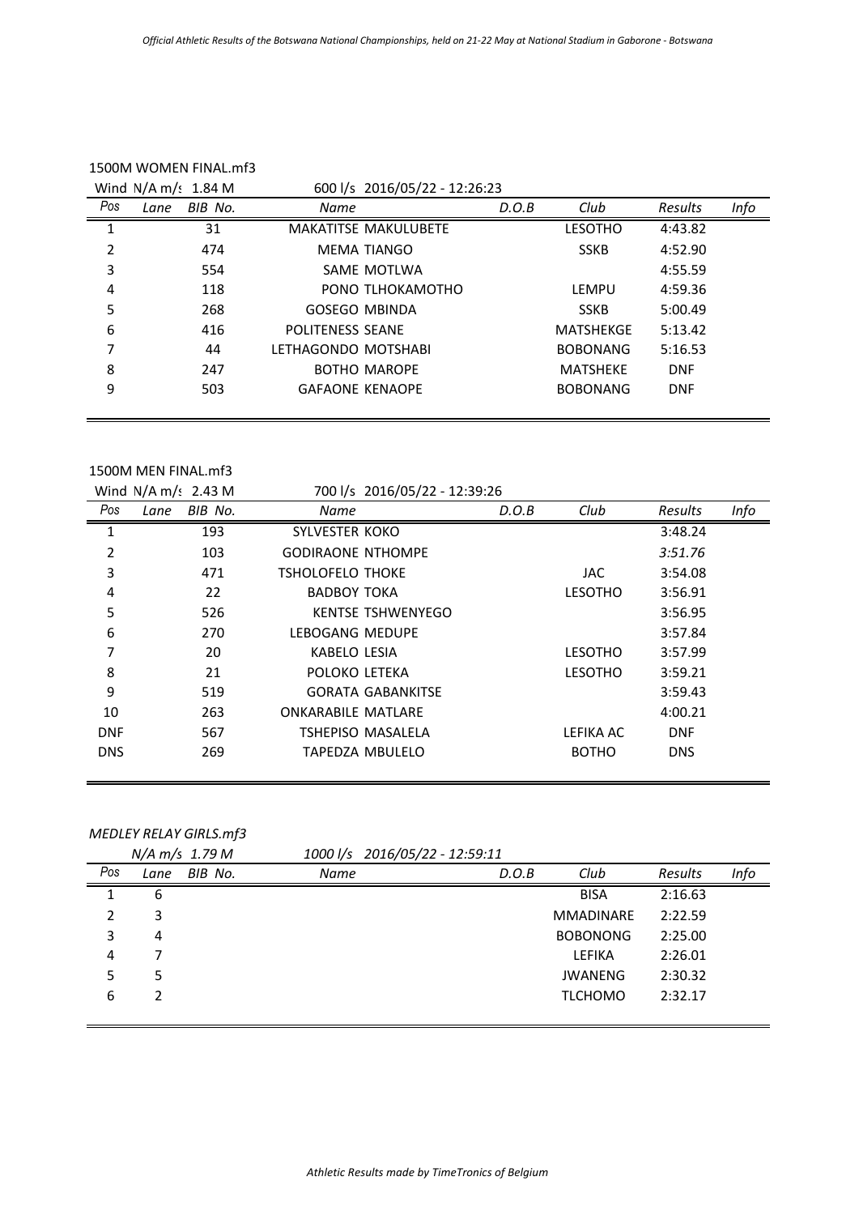### 1500M WOMEN FINAL.mf3

Wind N/A m/s 1.84 M | 600 l/s 2016/05/22 - 12:26:23

| Pos | Lane | BIB No. | Name | D.O.B | Club | Results | Info |
|---|---|---|---|---|---|---|---|
| 1 | | 31 | MAKATITSE MAKULUBETE | | LESOTHO | 4:43.82 | |
| 2 | | 474 | MEMA TIANGO | | SSKB | 4:52.90 | |
| 3 | | 554 | SAME MOTLWA | | | 4:55.59 | |
| 4 | | 118 | PONO TLHOKAMOTHO | | LEMPU | 4:59.36 | |
| 5 | | 268 | GOSEGO MBINDA | | SSKB | 5:00.49 | |
| 6 | | 416 | POLITENESS SEANE | | MATSHEKGE | 5:13.42 | |
| 7 | | 44 | LETHAGONDO MOTSHABI | | BOBONANG | 5:16.53 | |
| 8 | | 247 | BOTHO MAROPE | | MATSHEKE | DNF | |
| 9 | | 503 | GAFAONE KENAOPE | | BOBONANG | DNF | |

### 1500M MEN FINAL.mf3

Wind N/A m/s 2.43 M | 700 l/s 2016/05/22 - 12:39:26

| Pos | Lane | BIB No. | Name | D.O.B | Club | Results | Info |
|---|---|---|---|---|---|---|---|
| 1 | | 193 | SYLVESTER KOKO | | | 3:48.24 | |
| 2 | | 103 | GODIRAONE NTHOMPE | | | *3:51.76* | |
| 3 | | 471 | TSHOLOFELO THOKE | | JAC | 3:54.08 | |
| 4 | | 22 | BADBOY TOKA | | LESOTHO | 3:56.91 | |
| 5 | | 526 | KENTSE TSHWENYEGO | | | 3:56.95 | |
| 6 | | 270 | LEBOGANG MEDUPE | | | 3:57.84 | |
| 7 | | 20 | KABELO LESIA | | LESOTHO | 3:57.99 | |
| 8 | | 21 | POLOKO LETEKA | | LESOTHO | 3:59.21 | |
| 9 | | 519 | GORATA GABANKITSE | | | 3:59.43 | |
| 10 | | 263 | ONKARABILE MATLARE | | | 4:00.21 | |
| DNF | | 567 | TSHEPISO MASALELA | | LEFIKA AC | DNF | |
| DNS | | 269 | TAPEDZA MBULELO | | BOTHO | DNS | |

### *MEDLEY RELAY GIRLS.mf3*

*N/A m/s 1.79 M* | *1000 l/s 2016/05/22 - 12:59:11*

| Pos | Lane | BIB No. | Name | D.O.B | Club | Results | Info |
|---|---|---|---|---|---|---|---|
| 1 | 6 | | | | BISA | 2:16.63 | |
| 2 | 3 | | | | MMADINARE | 2:22.59 | |
| 3 | 4 | | | | BOBONONG | 2:25.00 | |
| 4 | 7 | | | | LEFIKA | 2:26.01 | |
| 5 | 5 | | | | JWANENG | 2:30.32 | |
| 6 | 2 | | | | TLCHOMO | 2:32.17 | |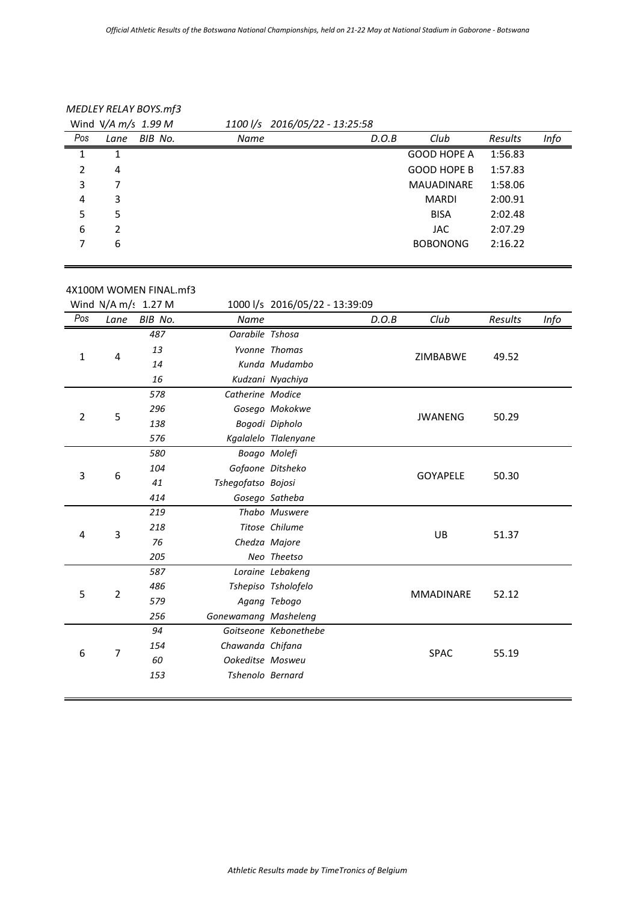### MEDLEY RELAY BOYS.mf3

Wind V/A m/s 1.99 M    1100 l/s 2016/05/22 - 13:25:58

| Pos | Lane | BIB No. | Name | | D.O.B | Club | Results | Info |
|---|---|---|---|---|---|---|---|---|
| 1 | 1 | | | | | GOOD HOPE A | 1:56.83 | |
| 2 | 4 | | | | | GOOD HOPE B | 1:57.83 | |
| 3 | 7 | | | | | MAUADINARE | 1:58.06 | |
| 4 | 3 | | | | | MARDI | 2:00.91 | |
| 5 | 5 | | | | | BISA | 2:02.48 | |
| 6 | 2 | | | | | JAC | 2:07.29 | |
| 7 | 6 | | | | | BOBONONG | 2:16.22 | |

### 4X100M WOMEN FINAL.mf3

Wind N/A m/s 1.27 M    1000 l/s 2016/05/22 - 13:39:09

| Pos | Lane | BIB No. | Name | | D.O.B | Club | Results | Info |
|---|---|---|---|---|---|---|---|---|
| 1 | 4 | 487 | Oarabile | Tshosa | | ZIMBABWE | 49.52 | |
| | | 13 | Yvonne | Thomas | | | | |
| | | 14 | Kunda | Mudambo | | | | |
| | | 16 | Kudzani | Nyachiya | | | | |
| 2 | 5 | 578 | Catherine | Modice | | JWANENG | 50.29 | |
| | | 296 | Gosego | Mokokwe | | | | |
| | | 138 | Bogodi | Dipholo | | | | |
| | | 576 | Kgalalelo | Tlalenyane | | | | |
| 3 | 6 | 580 | Boago | Molefi | | GOYAPELE | 50.30 | |
| | | 104 | Gofaone | Ditsheko | | | | |
| | | 41 | Tshegofatso | Bojosi | | | | |
| | | 414 | Gosego | Satheba | | | | |
| 4 | 3 | 219 | Thabo | Muswere | | UB | 51.37 | |
| | | 218 | Titose | Chilume | | | | |
| | | 76 | Chedza | Majore | | | | |
| | | 205 | Neo | Theetso | | | | |
| 5 | 2 | 587 | Loraine | Lebakeng | | MMADINARE | 52.12 | |
| | | 486 | Tshepiso | Tsholofelo | | | | |
| | | 579 | Agang | Tebogo | | | | |
| | | 256 | Gonewamang | Masheleng | | | | |
| 6 | 7 | 94 | Goitseone | Kebonethebe | | SPAC | 55.19 | |
| | | 154 | Chawanda | Chifana | | | | |
| | | 60 | Ookeditse | Mosweu | | | | |
| | | 153 | Tshenolo | Bernard | | | | |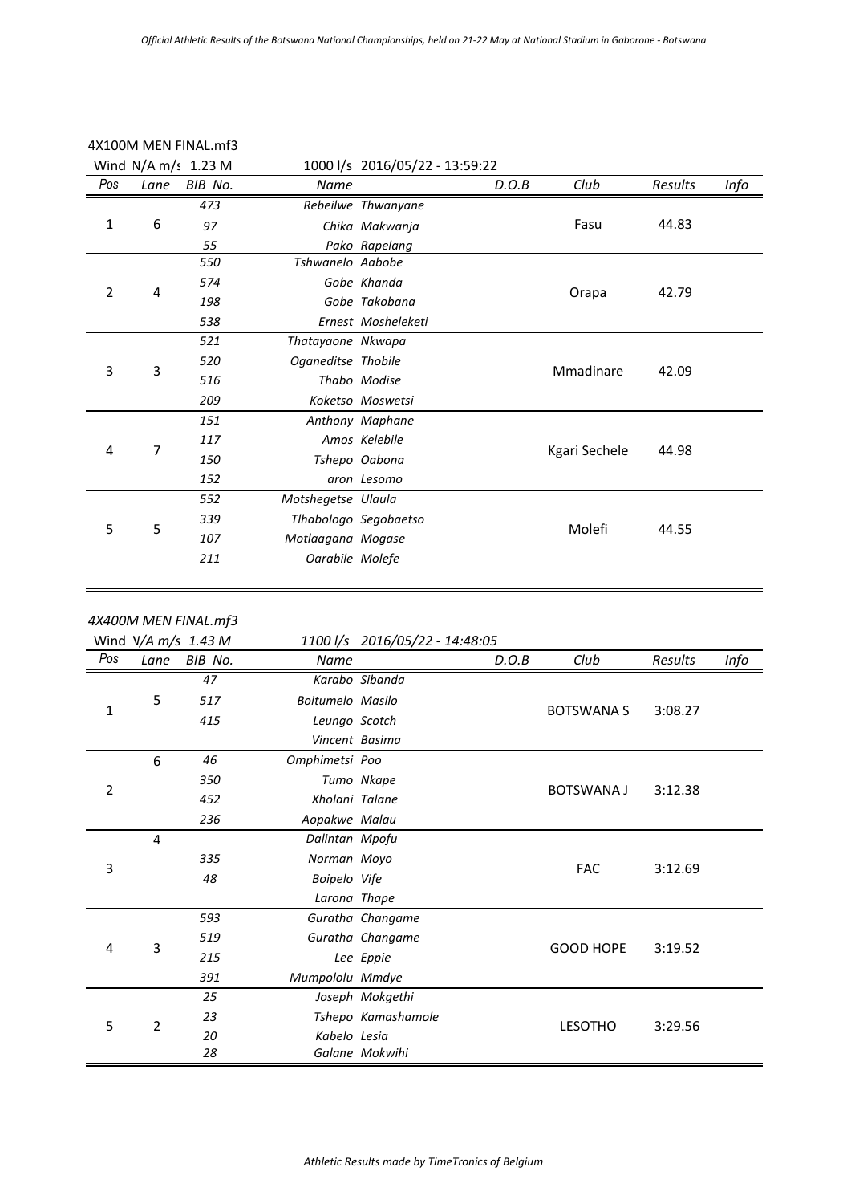Official Athletic Results of the Botswana National Championships, held on 21-22 May at National Stadium in Gaborone - Botswana

4X100M MEN FINAL.mf3

Wind N/A m/s 1.23 M    1000 l/s 2016/05/22 - 13:59:22

| Pos | Lane | BIB No. | Name | D.O.B | Club | Results | Info |
|---|---|---|---|---|---|---|---|
| 1 | 6 | 473 | Rebeilwe Thwanyane | | Fasu | 44.83 | |
| | | 97 | Chika Makwanja | | | | |
| | | 55 | Pako Rapelang | | | | |
| 2 | 4 | 550 | Tshwanelo Aabobe | | Orapa | 42.79 | |
| | | 574 | Gobe Khanda | | | | |
| | | 198 | Gobe Takobana | | | | |
| | | 538 | Ernest Mosheleketi | | | | |
| 3 | 3 | 521 | Thatayaone Nkwapa | | Mmadinare | 42.09 | |
| | | 520 | Oganeditse Thobile | | | | |
| | | 516 | Thabo Modise | | | | |
| | | 209 | Koketso Moswetsi | | | | |
| 4 | 7 | 151 | Anthony Maphane | | Kgari Sechele | 44.98 | |
| | | 117 | Amos Kelebile | | | | |
| | | 150 | Tshepo Oabona | | | | |
| | | 152 | aron Lesomo | | | | |
| 5 | 5 | 552 | Motshegetse Ulaula | | Molefi | 44.55 | |
| | | 339 | Tlhabologo Segobaetso | | | | |
| | | 107 | Motlaagana Mogase | | | | |
| | | 211 | Oarabile Molefe | | | | |

4X400M MEN FINAL.mf3

Wind V/A m/s 1.43 M    1100 l/s 2016/05/22 - 14:48:05

| Pos | Lane | BIB No. | Name | D.O.B | Club | Results | Info |
|---|---|---|---|---|---|---|---|
| 1 | 5 | 47 | Karabo Sibanda | | BOTSWANA S | 3:08.27 | |
| | | 517 | Boitumelo Masilo | | | | |
| | | 415 | Leungo Scotch | | | | |
| | | | Vincent Basima | | | | |
| 2 | 6 | 46 | Omphimetsi Poo | | BOTSWANA J | 3:12.38 | |
| | | 350 | Tumo Nkape | | | | |
| | | 452 | Xholani Talane | | | | |
| | | 236 | Aopakwe Malau | | | | |
| 3 | 4 | | Dalintan Mpofu | | FAC | 3:12.69 | |
| | | 335 | Norman Moyo | | | | |
| | | 48 | Boipelo Vife | | | | |
| | | | Larona Thape | | | | |
| 4 | 3 | 593 | Guratha Changame | | GOOD HOPE | 3:19.52 | |
| | | 519 | Guratha Changame | | | | |
| | | 215 | Lee Eppie | | | | |
| | | 391 | Mumpololu Mmdye | | | | |
| 5 | 2 | 25 | Joseph Mokgethi | | LESOTHO | 3:29.56 | |
| | | 23 | Tshepo Kamashamole | | | | |
| | | 20 | Kabelo Lesia | | | | |
| | | 28 | Galane Mokwihi | | | | |

Athletic Results made by TimeTronics of Belgium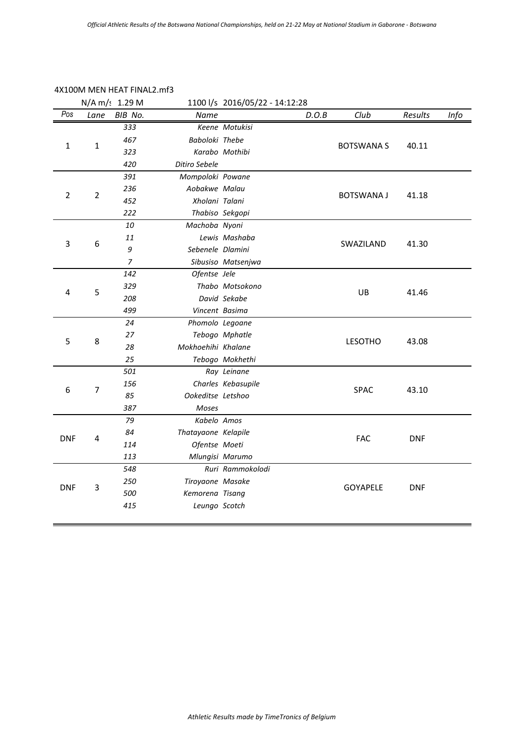4X100M MEN HEAT FINAL2.mf3

N/A m/s 1.29 M 1100 l/s 2016/05/22 - 14:12:28

| Pos | Lane | BIB No. | Name | | D.O.B | Club | Results | Info |
|---|---|---|---|---|---|---|---|---|
| 1 | 1 | 333 | Keene | Motukisi | | BOTSWANA S | 40.11 | |
| | | 467 | Baboloki | Thebe | | | | |
| | | 323 | Karabo | Mothibi | | | | |
| | | 420 | Ditiro Sebele | | | | | |
| 2 | 2 | 391 | Mompoloki | Powane | | BOTSWANA J | 41.18 | |
| | | 236 | Aobakwe | Malau | | | | |
| | | 452 | Xholani | Talani | | | | |
| | | 222 | Thabiso | Sekgopi | | | | |
| 3 | 6 | 10 | Machoba | Nyoni | | SWAZILAND | 41.30 | |
| | | 11 | Lewis | Mashaba | | | | |
| | | 9 | Sebenele | Dlamini | | | | |
| | | 7 | Sibusiso | Matsenjwa | | | | |
| 4 | 5 | 142 | Ofentse | Jele | | UB | 41.46 | |
| | | 329 | Thabo | Motsokono | | | | |
| | | 208 | David | Sekabe | | | | |
| | | 499 | Vincent | Basima | | | | |
| 5 | 8 | 24 | Phomolo | Legoane | | LESOTHO | 43.08 | |
| | | 27 | Tebogo | Mphatle | | | | |
| | | 28 | Mokhoehihi | Khalane | | | | |
| | | 25 | Tebogo | Mokhethi | | | | |
| 6 | 7 | 501 | Ray | Leinane | | SPAC | 43.10 | |
| | | 156 | Charles | Kebasupile | | | | |
| | | 85 | Ookeditse | Letshoo | | | | |
| | | 387 | Moses | | | | | |
| DNF | 4 | 79 | Kabelo | Amos | | FAC | DNF | |
| | | 84 | Thatayaone | Kelapile | | | | |
| | | 114 | Ofentse | Moeti | | | | |
| | | 113 | Mlungisi | Marumo | | | | |
| DNF | 3 | 548 | Ruri | Rammokolodi | | GOYAPELE | DNF | |
| | | 250 | Tiroyaone | Masake | | | | |
| | | 500 | Kemorena | Tisang | | | | |
| | | 415 | Leungo | Scotch | | | | |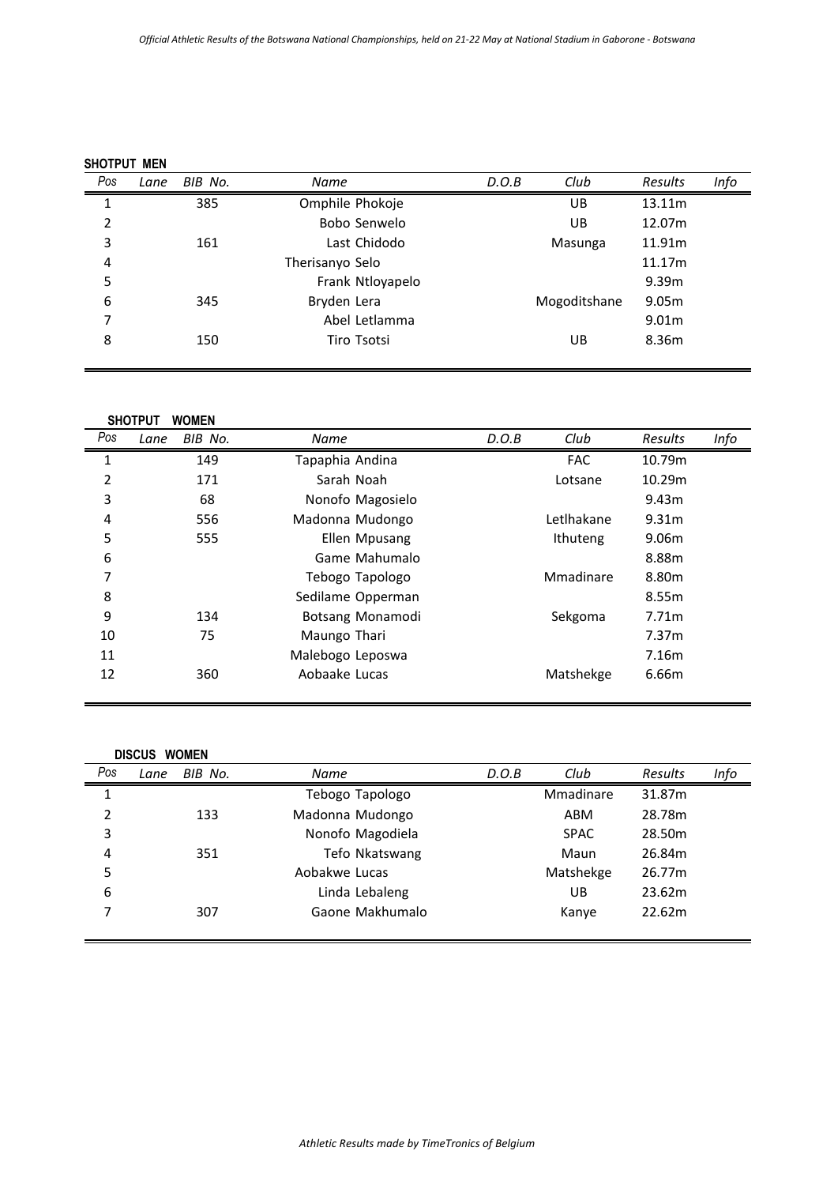*Official Athletic Results of the Botswana National Championships, held on 21-22 May at National Stadium in Gaborone - Botswana*

**SHOTPUT MEN**

| Pos | Lane | BIB No. | Name | D.O.B | Club | Results | Info |
|---|---|---|---|---|---|---|---|
| 1 | | 385 | Omphile Phokoje | | UB | 13.11m | |
| 2 | | | Bobo Senwelo | | UB | 12.07m | |
| 3 | | 161 | Last Chidodo | | Masunga | 11.91m | |
| 4 | | | Therisanyo Selo | | | 11.17m | |
| 5 | | | Frank Ntloyapelo | | | 9.39m | |
| 6 | | 345 | Bryden Lera | | Mogoditshane | 9.05m | |
| 7 | | | Abel Letlamma | | | 9.01m | |
| 8 | | 150 | Tiro Tsotsi | | UB | 8.36m | |

**SHOTPUT WOMEN**

| Pos | Lane | BIB No. | Name | D.O.B | Club | Results | Info |
|---|---|---|---|---|---|---|---|
| 1 | | 149 | Tapaphia Andina | | FAC | 10.79m | |
| 2 | | 171 | Sarah Noah | | Lotsane | 10.29m | |
| 3 | | 68 | Nonofo Magosielo | | | 9.43m | |
| 4 | | 556 | Madonna Mudongo | | Letlhakane | 9.31m | |
| 5 | | 555 | Ellen Mpusang | | Ithuteng | 9.06m | |
| 6 | | | Game Mahumalo | | | 8.88m | |
| 7 | | | Tebogo Tapologo | | Mmadinare | 8.80m | |
| 8 | | | Sedilame Opperman | | | 8.55m | |
| 9 | | 134 | Botsang Monamodi | | Sekgoma | 7.71m | |
| 10 | | 75 | Maungo Thari | | | 7.37m | |
| 11 | | | Malebogo Leposwa | | | 7.16m | |
| 12 | | 360 | Aobaake Lucas | | Matshekge | 6.66m | |

**DISCUS WOMEN**

| Pos | Lane | BIB No. | Name | D.O.B | Club | Results | Info |
|---|---|---|---|---|---|---|---|
| 1 | | | Tebogo Tapologo | | Mmadinare | 31.87m | |
| 2 | | 133 | Madonna Mudongo | | ABM | 28.78m | |
| 3 | | | Nonofo Magodiela | | SPAC | 28.50m | |
| 4 | | 351 | Tefo Nkatswang | | Maun | 26.84m | |
| 5 | | | Aobakwe Lucas | | Matshekge | 26.77m | |
| 6 | | | Linda Lebaleng | | UB | 23.62m | |
| 7 | | 307 | Gaone Makhumalo | | Kanye | 22.62m | |

*Athletic Results made by TimeTronics of Belgium*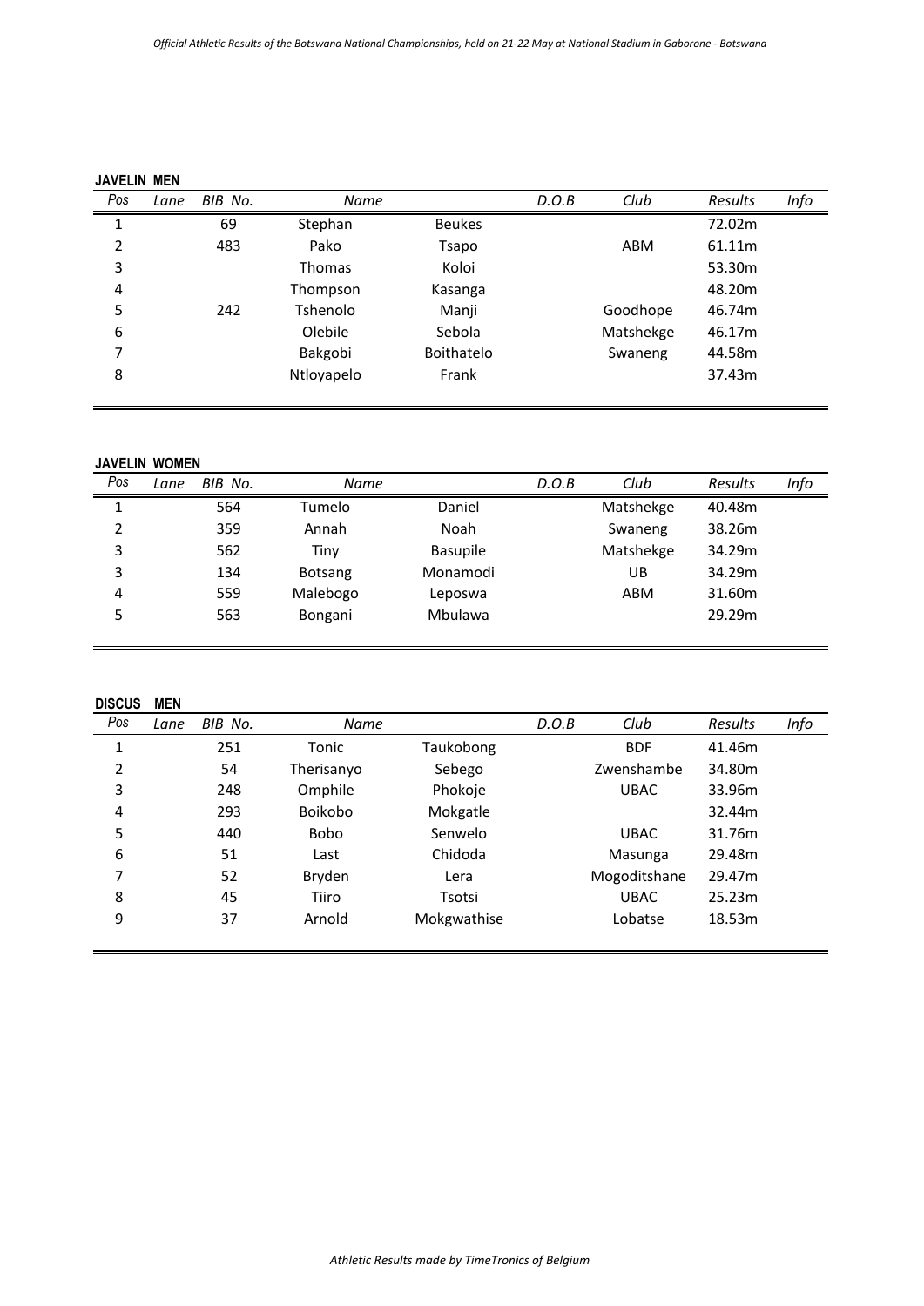## JAVELIN MEN

| Pos | Lane | BIB No. | Name | | D.O.B | Club | Results | Info |
|---|---|---|---|---|---|---|---|---|
| 1 | | 69 | Stephan | Beukes | | | 72.02m | |
| 2 | | 483 | Pako | Tsapo | | ABM | 61.11m | |
| 3 | | | Thomas | Koloi | | | 53.30m | |
| 4 | | | Thompson | Kasanga | | | 48.20m | |
| 5 | | 242 | Tshenolo | Manji | | Goodhope | 46.74m | |
| 6 | | | Olebile | Sebola | | Matshekge | 46.17m | |
| 7 | | | Bakgobi | Boithatelo | | Swaneng | 44.58m | |
| 8 | | | Ntloyapelo | Frank | | | 37.43m | |

## JAVELIN WOMEN

| Pos | Lane | BIB No. | Name | | D.O.B | Club | Results | Info |
|---|---|---|---|---|---|---|---|---|
| 1 | | 564 | Tumelo | Daniel | | Matshekge | 40.48m | |
| 2 | | 359 | Annah | Noah | | Swaneng | 38.26m | |
| 3 | | 562 | Tiny | Basupile | | Matshekge | 34.29m | |
| 3 | | 134 | Botsang | Monamodi | | UB | 34.29m | |
| 4 | | 559 | Malebogo | Leposwa | | ABM | 31.60m | |
| 5 | | 563 | Bongani | Mbulawa | | | 29.29m | |

## DISCUS MEN

| Pos | Lane | BIB No. | Name | | D.O.B | Club | Results | Info |
|---|---|---|---|---|---|---|---|---|
| 1 | | 251 | Tonic | Taukobong | | BDF | 41.46m | |
| 2 | | 54 | Therisanyo | Sebego | | Zwenshambe | 34.80m | |
| 3 | | 248 | Omphile | Phokoje | | UBAC | 33.96m | |
| 4 | | 293 | Boikobo | Mokgatle | | | 32.44m | |
| 5 | | 440 | Bobo | Senwelo | | UBAC | 31.76m | |
| 6 | | 51 | Last | Chidoda | | Masunga | 29.48m | |
| 7 | | 52 | Bryden | Lera | | Mogoditshane | 29.47m | |
| 8 | | 45 | Tiiro | Tsotsi | | UBAC | 25.23m | |
| 9 | | 37 | Arnold | Mokgwathise | | Lobatse | 18.53m | |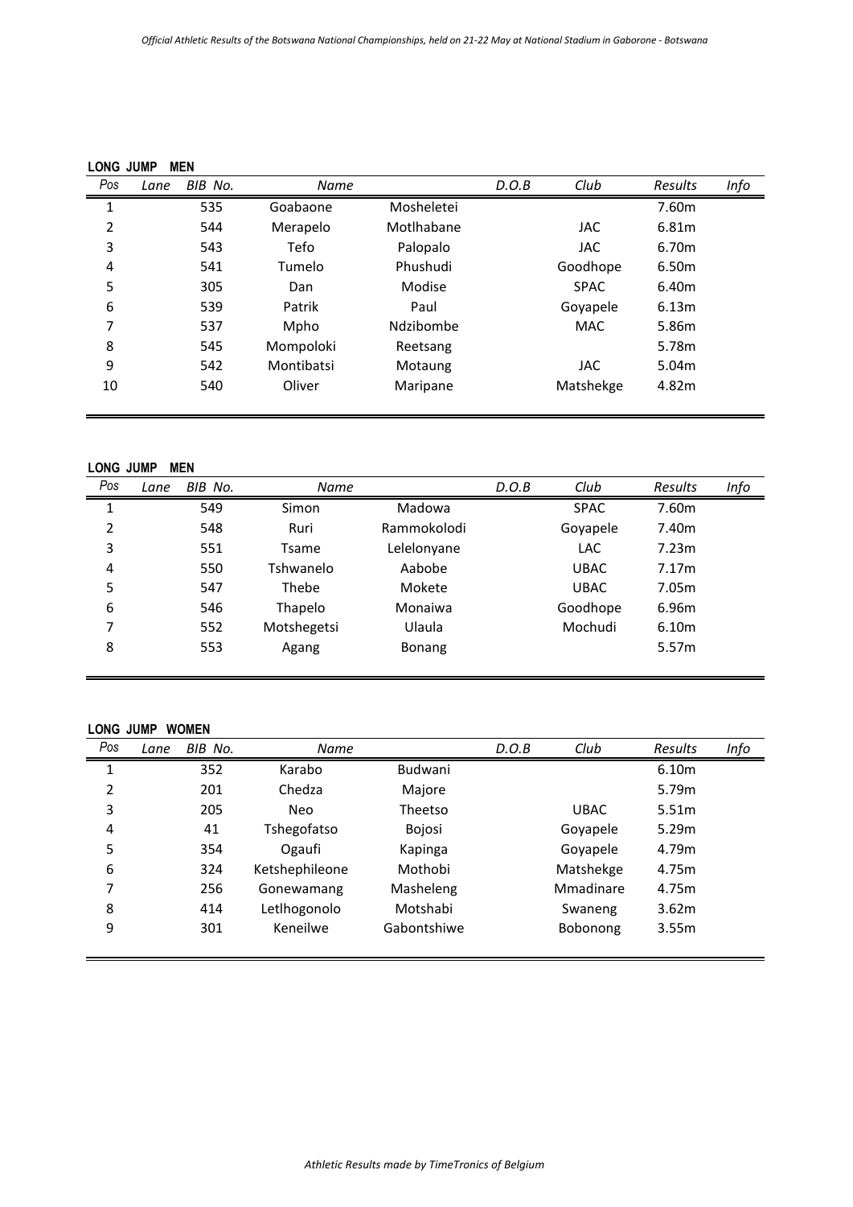### LONG JUMP MEN

| Pos | Lane | BIB No. | Name | | D.O.B | Club | Results | Info |
|---|---|---|---|---|---|---|---|---|
| 1 | | 535 | Goabaone | Mosheletei | | | 7.60m | |
| 2 | | 544 | Merapelo | Motlhabane | | JAC | 6.81m | |
| 3 | | 543 | Tefo | Palopalo | | JAC | 6.70m | |
| 4 | | 541 | Tumelo | Phushudi | | Goodhope | 6.50m | |
| 5 | | 305 | Dan | Modise | | SPAC | 6.40m | |
| 6 | | 539 | Patrik | Paul | | Goyapele | 6.13m | |
| 7 | | 537 | Mpho | Ndzibombe | | MAC | 5.86m | |
| 8 | | 545 | Mompoloki | Reetsang | | | 5.78m | |
| 9 | | 542 | Montibatsi | Motaung | | JAC | 5.04m | |
| 10 | | 540 | Oliver | Maripane | | Matshekge | 4.82m | |

### LONG JUMP MEN

| Pos | Lane | BIB No. | Name | | D.O.B | Club | Results | Info |
|---|---|---|---|---|---|---|---|---|
| 1 | | 549 | Simon | Madowa | | SPAC | 7.60m | |
| 2 | | 548 | Ruri | Rammokolodi | | Goyapele | 7.40m | |
| 3 | | 551 | Tsame | Lelelonyane | | LAC | 7.23m | |
| 4 | | 550 | Tshwanelo | Aabobe | | UBAC | 7.17m | |
| 5 | | 547 | Thebe | Mokete | | UBAC | 7.05m | |
| 6 | | 546 | Thapelo | Monaiwa | | Goodhope | 6.96m | |
| 7 | | 552 | Motshegetsi | Ulaula | | Mochudi | 6.10m | |
| 8 | | 553 | Agang | Bonang | | | 5.57m | |

### LONG JUMP WOMEN

| Pos | Lane | BIB No. | Name | | D.O.B | Club | Results | Info |
|---|---|---|---|---|---|---|---|---|
| 1 | | 352 | Karabo | Budwani | | | 6.10m | |
| 2 | | 201 | Chedza | Majore | | | 5.79m | |
| 3 | | 205 | Neo | Theetso | | UBAC | 5.51m | |
| 4 | | 41 | Tshegofatso | Bojosi | | Goyapele | 5.29m | |
| 5 | | 354 | Ogaufi | Kapinga | | Goyapele | 4.79m | |
| 6 | | 324 | Ketshephileone | Mothobi | | Matshekge | 4.75m | |
| 7 | | 256 | Gonewamang | Masheleng | | Mmadinare | 4.75m | |
| 8 | | 414 | Letlhogonolo | Motshabi | | Swaneng | 3.62m | |
| 9 | | 301 | Keneilwe | Gabontshiwe | | Bobonong | 3.55m | |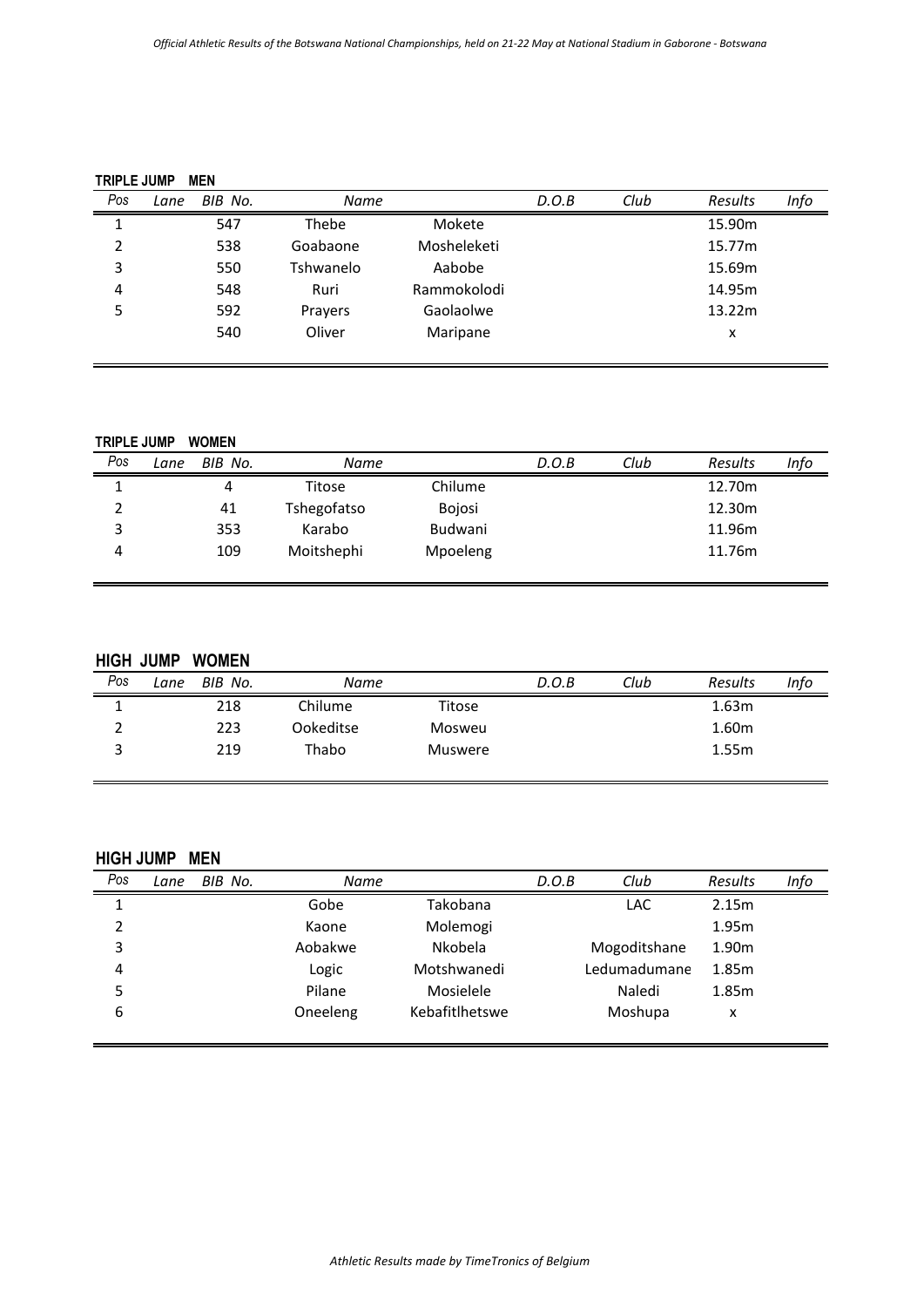## TRIPLE JUMP MEN

| Pos | Lane | BIB No. | Name | | D.O.B | Club | Results | Info |
|---|---|---|---|---|---|---|---|---|
| 1 | | 547 | Thebe | Mokete | | | 15.90m | |
| 2 | | 538 | Goabaone | Mosheleketi | | | 15.77m | |
| 3 | | 550 | Tshwanelo | Aabobe | | | 15.69m | |
| 4 | | 548 | Ruri | Rammokolodi | | | 14.95m | |
| 5 | | 592 | Prayers | Gaolaolwe | | | 13.22m | |
| | | 540 | Oliver | Maripane | | | x | |

## TRIPLE JUMP WOMEN

| Pos | Lane | BIB No. | Name | | D.O.B | Club | Results | Info |
|---|---|---|---|---|---|---|---|---|
| 1 | | 4 | Titose | Chilume | | | 12.70m | |
| 2 | | 41 | Tshegofatso | Bojosi | | | 12.30m | |
| 3 | | 353 | Karabo | Budwani | | | 11.96m | |
| 4 | | 109 | Moitshephi | Mpoeleng | | | 11.76m | |

## HIGH JUMP WOMEN

| Pos | Lane | BIB No. | Name | | D.O.B | Club | Results | Info |
|---|---|---|---|---|---|---|---|---|
| 1 | | 218 | Chilume | Titose | | | 1.63m | |
| 2 | | 223 | Ookeditse | Mosweu | | | 1.60m | |
| 3 | | 219 | Thabo | Muswere | | | 1.55m | |

## HIGH JUMP MEN

| Pos | Lane | BIB No. | Name | | D.O.B | Club | Results | Info |
|---|---|---|---|---|---|---|---|---|
| 1 | | | Gobe | Takobana | | LAC | 2.15m | |
| 2 | | | Kaone | Molemogi | | | 1.95m | |
| 3 | | | Aobakwe | Nkobela | | Mogoditshane | 1.90m | |
| 4 | | | Logic | Motshwanedi | | Ledumadumane | 1.85m | |
| 5 | | | Pilane | Mosielele | | Naledi | 1.85m | |
| 6 | | | Oneeleng | Kebafitlhetswe | | Moshupa | x | |